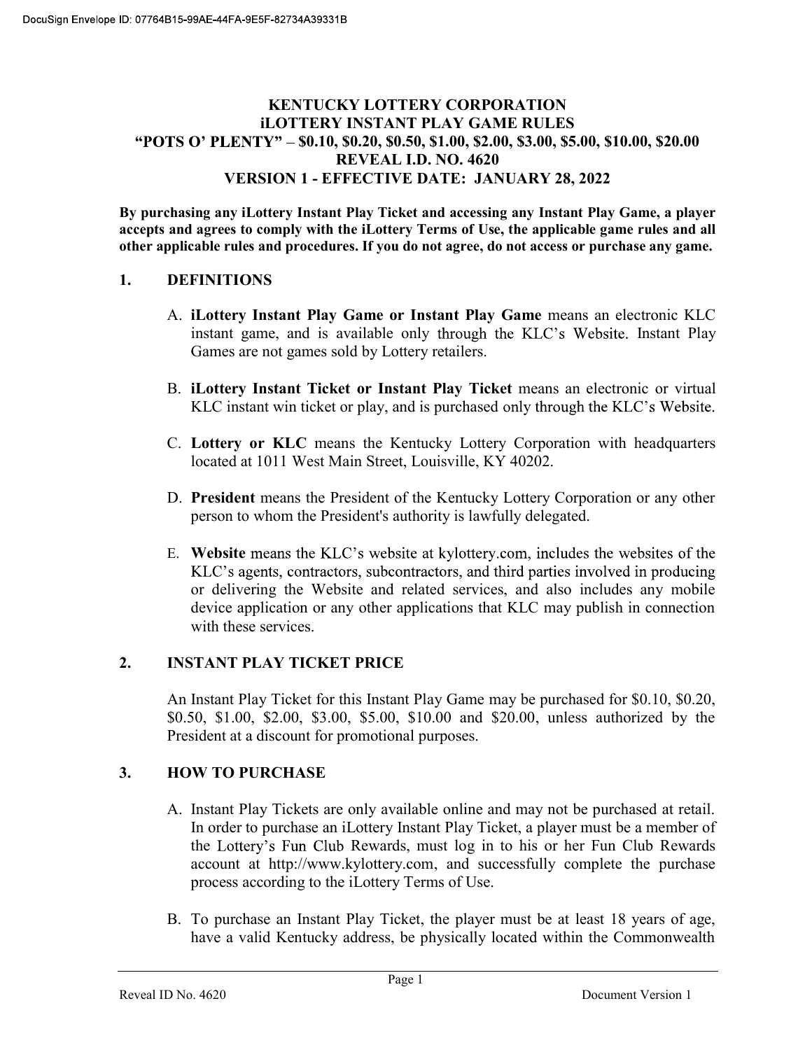# KENTUCKY LOTTERY CORPORATION
# iLOTTERY INSTANT PLAY GAME RULES
# "POTS O' PLENTY" – $0.10, $0.20, $0.50, $1.00, $2.00, $3.00, $5.00, $10.00, $20.00
# REVEAL I.D. NO. 4620
# VERSION 1 - EFFECTIVE DATE: JANUARY 28, 2022

**By purchasing any iLottery Instant Play Ticket and accessing any Instant Play Game, a player accepts and agrees to comply with the iLottery Terms of Use, the applicable game rules and all other applicable rules and procedures. If you do not agree, do not access or purchase any game.**

## 1. DEFINITIONS

A. **iLottery Instant Play Game or Instant Play Game** means an electronic KLC instant game, and is available only through the KLC's Website. Instant Play Games are not games sold by Lottery retailers.

B. **iLottery Instant Ticket or Instant Play Ticket** means an electronic or virtual KLC instant win ticket or play, and is purchased only through the KLC's Website.

C. **Lottery or KLC** means the Kentucky Lottery Corporation with headquarters located at 1011 West Main Street, Louisville, KY 40202.

D. **President** means the President of the Kentucky Lottery Corporation or any other person to whom the President's authority is lawfully delegated.

E. **Website** means the KLC's website at kylottery.com, includes the websites of the KLC's agents, contractors, subcontractors, and third parties involved in producing or delivering the Website and related services, and also includes any mobile device application or any other applications that KLC may publish in connection with these services.

## 2. INSTANT PLAY TICKET PRICE

An Instant Play Ticket for this Instant Play Game may be purchased for $0.10, $0.20, $0.50, $1.00, $2.00, $3.00, $5.00, $10.00 and $20.00, unless authorized by the President at a discount for promotional purposes.

## 3. HOW TO PURCHASE

A. Instant Play Tickets are only available online and may not be purchased at retail. In order to purchase an iLottery Instant Play Ticket, a player must be a member of the Lottery's Fun Club Rewards, must log in to his or her Fun Club Rewards account at http://www.kylottery.com, and successfully complete the purchase process according to the iLottery Terms of Use.

B. To purchase an Instant Play Ticket, the player must be at least 18 years of age, have a valid Kentucky address, be physically located within the Commonwealth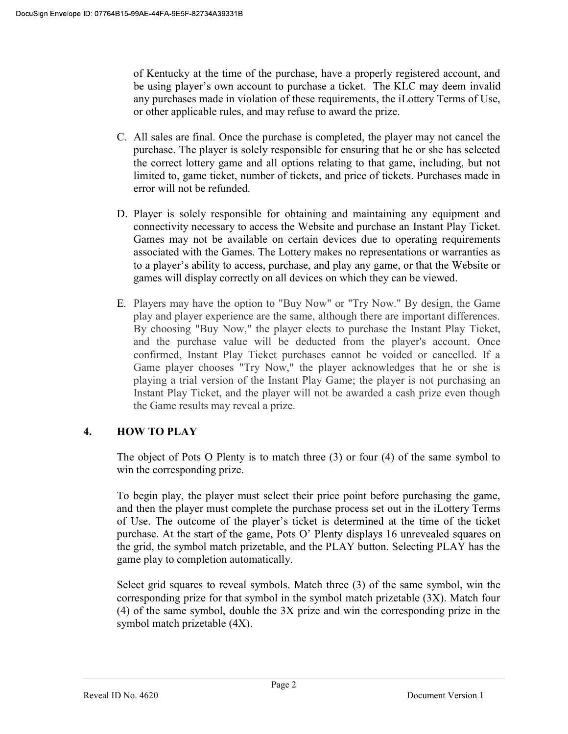of Kentucky at the time of the purchase, have a properly registered account, and be using player's own account to purchase a ticket. The KLC may deem invalid any purchases made in violation of these requirements, the iLottery Terms of Use, or other applicable rules, and may refuse to award the prize.

C. All sales are final. Once the purchase is completed, the player may not cancel the purchase. The player is solely responsible for ensuring that he or she has selected the correct lottery game and all options relating to that game, including, but not limited to, game ticket, number of tickets, and price of tickets. Purchases made in error will not be refunded.

D. Player is solely responsible for obtaining and maintaining any equipment and connectivity necessary to access the Website and purchase an Instant Play Ticket. Games may not be available on certain devices due to operating requirements associated with the Games. The Lottery makes no representations or warranties as to a player's ability to access, purchase, and play any game, or that the Website or games will display correctly on all devices on which they can be viewed.

E. Players may have the option to "Buy Now" or "Try Now." By design, the Game play and player experience are the same, although there are important differences. By choosing "Buy Now," the player elects to purchase the Instant Play Ticket, and the purchase value will be deducted from the player's account. Once confirmed, Instant Play Ticket purchases cannot be voided or cancelled. If a Game player chooses "Try Now," the player acknowledges that he or she is playing a trial version of the Instant Play Game; the player is not purchasing an Instant Play Ticket, and the player will not be awarded a cash prize even though the Game results may reveal a prize.

## 4. HOW TO PLAY

The object of Pots O Plenty is to match three (3) or four (4) of the same symbol to win the corresponding prize.

To begin play, the player must select their price point before purchasing the game, and then the player must complete the purchase process set out in the iLottery Terms of Use. The outcome of the player's ticket is determined at the time of the ticket purchase. At the start of the game, Pots O' Plenty displays 16 unrevealed squares on the grid, the symbol match prizetable, and the PLAY button. Selecting PLAY has the game play to completion automatically.

Select grid squares to reveal symbols. Match three (3) of the same symbol, win the corresponding prize for that symbol in the symbol match prizetable (3X). Match four (4) of the same symbol, double the 3X prize and win the corresponding prize in the symbol match prizetable (4X).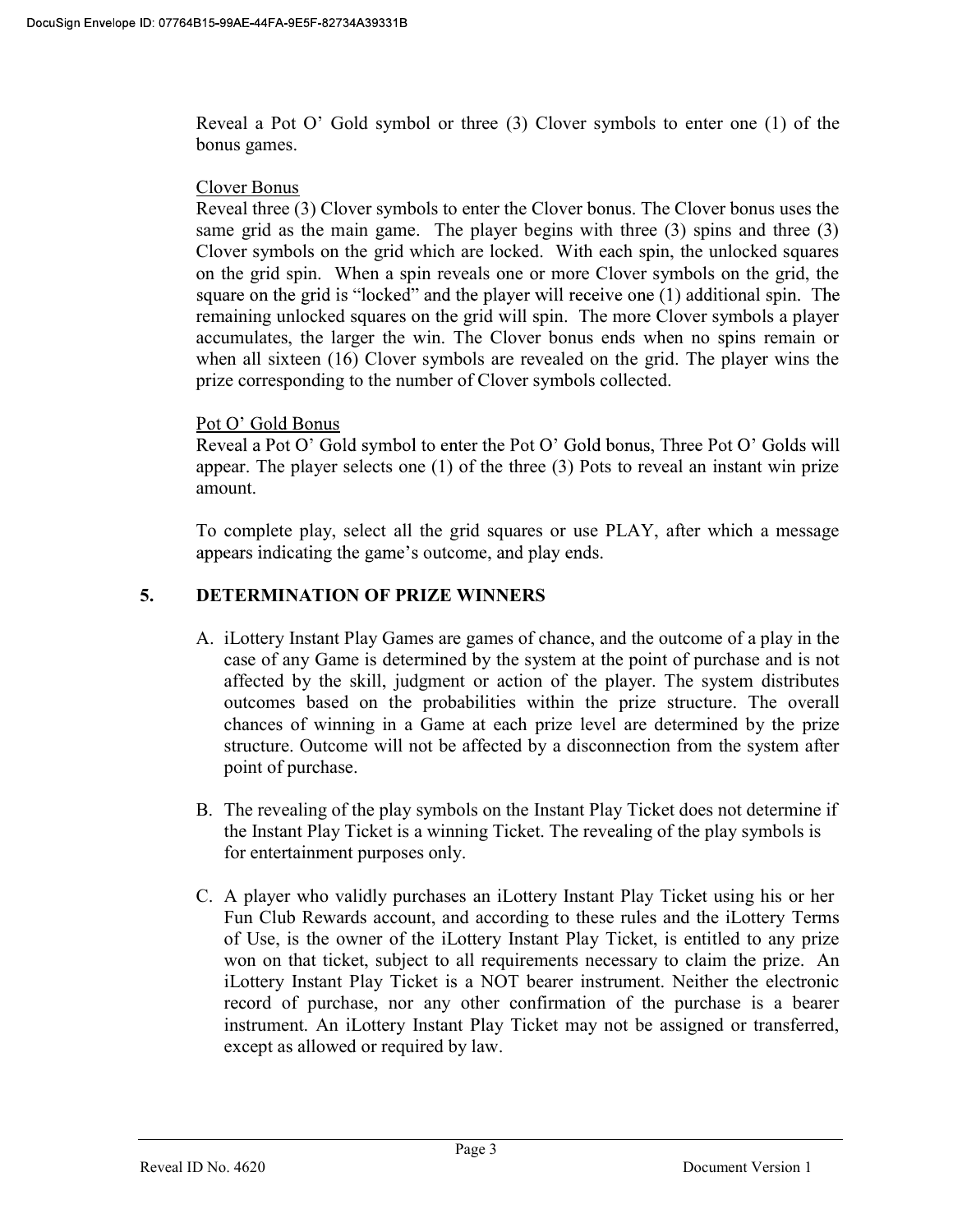Reveal a Pot O' Gold symbol or three (3) Clover symbols to enter one (1) of the bonus games.

<u>Clover Bonus</u>
Reveal three (3) Clover symbols to enter the Clover bonus. The Clover bonus uses the same grid as the main game. The player begins with three (3) spins and three (3) Clover symbols on the grid which are locked. With each spin, the unlocked squares on the grid spin. When a spin reveals one or more Clover symbols on the grid, the square on the grid is "locked" and the player will receive one (1) additional spin. The remaining unlocked squares on the grid will spin. The more Clover symbols a player accumulates, the larger the win. The Clover bonus ends when no spins remain or when all sixteen (16) Clover symbols are revealed on the grid. The player wins the prize corresponding to the number of Clover symbols collected.

<u>Pot O' Gold Bonus</u>
Reveal a Pot O' Gold symbol to enter the Pot O' Gold bonus, Three Pot O' Golds will appear. The player selects one (1) of the three (3) Pots to reveal an instant win prize amount.

To complete play, select all the grid squares or use PLAY, after which a message appears indicating the game's outcome, and play ends.

## 5. DETERMINATION OF PRIZE WINNERS

A. iLottery Instant Play Games are games of chance, and the outcome of a play in the case of any Game is determined by the system at the point of purchase and is not affected by the skill, judgment or action of the player. The system distributes outcomes based on the probabilities within the prize structure. The overall chances of winning in a Game at each prize level are determined by the prize structure. Outcome will not be affected by a disconnection from the system after point of purchase.

B. The revealing of the play symbols on the Instant Play Ticket does not determine if the Instant Play Ticket is a winning Ticket. The revealing of the play symbols is for entertainment purposes only.

C. A player who validly purchases an iLottery Instant Play Ticket using his or her Fun Club Rewards account, and according to these rules and the iLottery Terms of Use, is the owner of the iLottery Instant Play Ticket, is entitled to any prize won on that ticket, subject to all requirements necessary to claim the prize. An iLottery Instant Play Ticket is a NOT bearer instrument. Neither the electronic record of purchase, nor any other confirmation of the purchase is a bearer instrument. An iLottery Instant Play Ticket may not be assigned or transferred, except as allowed or required by law.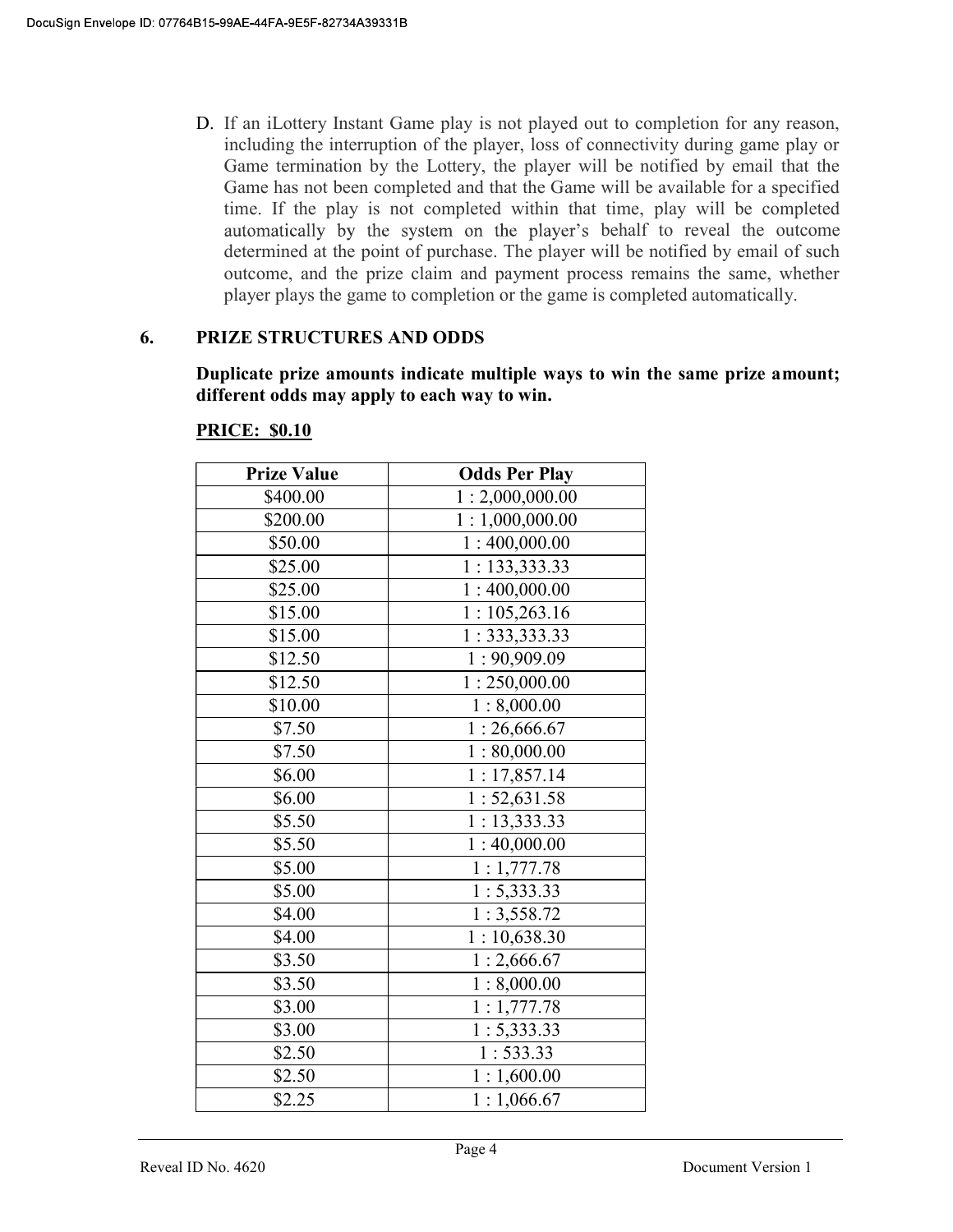D. If an iLottery Instant Game play is not played out to completion for any reason, including the interruption of the player, loss of connectivity during game play or Game termination by the Lottery, the player will be notified by email that the Game has not been completed and that the Game will be available for a specified time. If the play is not completed within that time, play will be completed automatically by the system on the player's behalf to reveal the outcome determined at the point of purchase. The player will be notified by email of such outcome, and the prize claim and payment process remains the same, whether player plays the game to completion or the game is completed automatically.

## 6. PRIZE STRUCTURES AND ODDS

**Duplicate prize amounts indicate multiple ways to win the same prize amount; different odds may apply to each way to win.**

**PRICE: $0.10**

| Prize Value | Odds Per Play |
|---|---|
| $400.00 | 1 : 2,000,000.00 |
| $200.00 | 1 : 1,000,000.00 |
| $50.00 | 1 : 400,000.00 |
| $25.00 | 1 : 133,333.33 |
| $25.00 | 1 : 400,000.00 |
| $15.00 | 1 : 105,263.16 |
| $15.00 | 1 : 333,333.33 |
| $12.50 | 1 : 90,909.09 |
| $12.50 | 1 : 250,000.00 |
| $10.00 | 1 : 8,000.00 |
| $7.50 | 1 : 26,666.67 |
| $7.50 | 1 : 80,000.00 |
| $6.00 | 1 : 17,857.14 |
| $6.00 | 1 : 52,631.58 |
| $5.50 | 1 : 13,333.33 |
| $5.50 | 1 : 40,000.00 |
| $5.00 | 1 : 1,777.78 |
| $5.00 | 1 : 5,333.33 |
| $4.00 | 1 : 3,558.72 |
| $4.00 | 1 : 10,638.30 |
| $3.50 | 1 : 2,666.67 |
| $3.50 | 1 : 8,000.00 |
| $3.00 | 1 : 1,777.78 |
| $3.00 | 1 : 5,333.33 |
| $2.50 | 1 : 533.33 |
| $2.50 | 1 : 1,600.00 |
| $2.25 | 1 : 1,066.67 |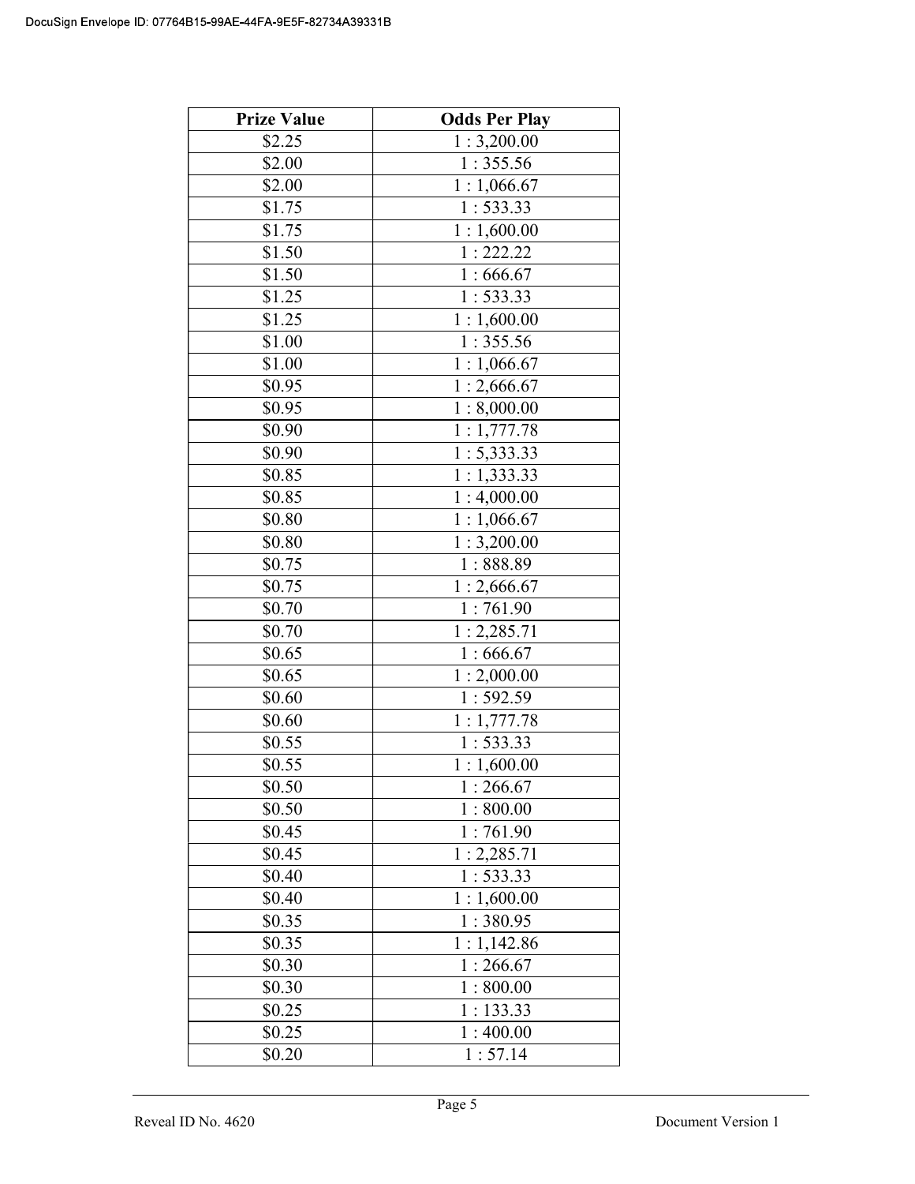| Prize Value | Odds Per Play |
| --- | --- |
| $2.25 | 1 : 3,200.00 |
| $2.00 | 1 : 355.56 |
| $2.00 | 1 : 1,066.67 |
| $1.75 | 1 : 533.33 |
| $1.75 | 1 : 1,600.00 |
| $1.50 | 1 : 222.22 |
| $1.50 | 1 : 666.67 |
| $1.25 | 1 : 533.33 |
| $1.25 | 1 : 1,600.00 |
| $1.00 | 1 : 355.56 |
| $1.00 | 1 : 1,066.67 |
| $0.95 | 1 : 2,666.67 |
| $0.95 | 1 : 8,000.00 |
| $0.90 | 1 : 1,777.78 |
| $0.90 | 1 : 5,333.33 |
| $0.85 | 1 : 1,333.33 |
| $0.85 | 1 : 4,000.00 |
| $0.80 | 1 : 1,066.67 |
| $0.80 | 1 : 3,200.00 |
| $0.75 | 1 : 888.89 |
| $0.75 | 1 : 2,666.67 |
| $0.70 | 1 : 761.90 |
| $0.70 | 1 : 2,285.71 |
| $0.65 | 1 : 666.67 |
| $0.65 | 1 : 2,000.00 |
| $0.60 | 1 : 592.59 |
| $0.60 | 1 : 1,777.78 |
| $0.55 | 1 : 533.33 |
| $0.55 | 1 : 1,600.00 |
| $0.50 | 1 : 266.67 |
| $0.50 | 1 : 800.00 |
| $0.45 | 1 : 761.90 |
| $0.45 | 1 : 2,285.71 |
| $0.40 | 1 : 533.33 |
| $0.40 | 1 : 1,600.00 |
| $0.35 | 1 : 380.95 |
| $0.35 | 1 : 1,142.86 |
| $0.30 | 1 : 266.67 |
| $0.30 | 1 : 800.00 |
| $0.25 | 1 : 133.33 |
| $0.25 | 1 : 400.00 |
| $0.20 | 1 : 57.14 |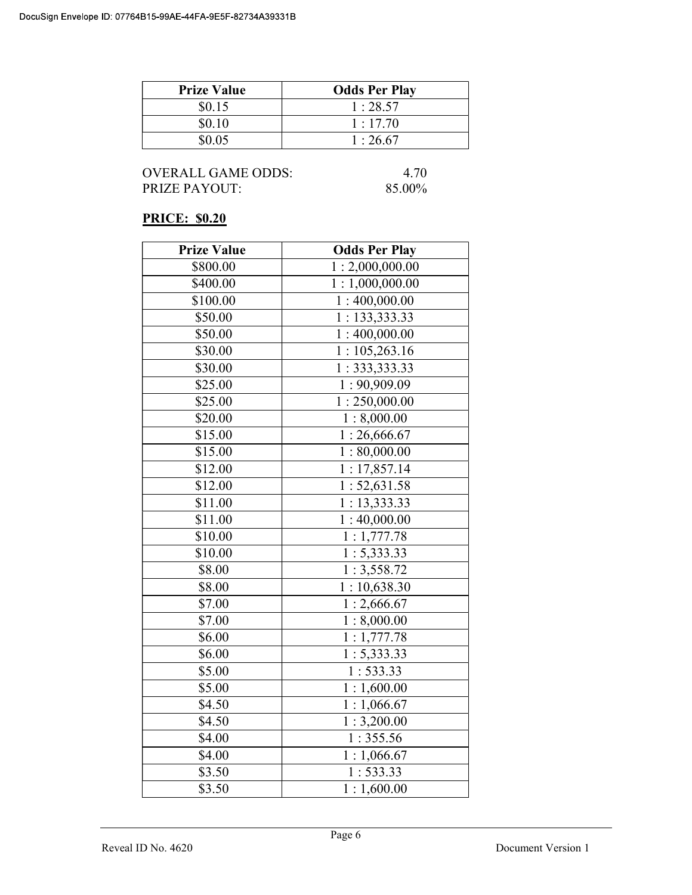| Prize Value | Odds Per Play |
|---|---|
| $0.15 | 1 : 28.57 |
| $0.10 | 1 : 17.70 |
| $0.05 | 1 : 26.67 |

OVERALL GAME ODDS: 4.70
PRIZE PAYOUT: 85.00%

**PRICE: $0.20**

| Prize Value | Odds Per Play |
|---|---|
| $800.00 | 1 : 2,000,000.00 |
| $400.00 | 1 : 1,000,000.00 |
| $100.00 | 1 : 400,000.00 |
| $50.00 | 1 : 133,333.33 |
| $50.00 | 1 : 400,000.00 |
| $30.00 | 1 : 105,263.16 |
| $30.00 | 1 : 333,333.33 |
| $25.00 | 1 : 90,909.09 |
| $25.00 | 1 : 250,000.00 |
| $20.00 | 1 : 8,000.00 |
| $15.00 | 1 : 26,666.67 |
| $15.00 | 1 : 80,000.00 |
| $12.00 | 1 : 17,857.14 |
| $12.00 | 1 : 52,631.58 |
| $11.00 | 1 : 13,333.33 |
| $11.00 | 1 : 40,000.00 |
| $10.00 | 1 : 1,777.78 |
| $10.00 | 1 : 5,333.33 |
| $8.00 | 1 : 3,558.72 |
| $8.00 | 1 : 10,638.30 |
| $7.00 | 1 : 2,666.67 |
| $7.00 | 1 : 8,000.00 |
| $6.00 | 1 : 1,777.78 |
| $6.00 | 1 : 5,333.33 |
| $5.00 | 1 : 533.33 |
| $5.00 | 1 : 1,600.00 |
| $4.50 | 1 : 1,066.67 |
| $4.50 | 1 : 3,200.00 |
| $4.00 | 1 : 355.56 |
| $4.00 | 1 : 1,066.67 |
| $3.50 | 1 : 533.33 |
| $3.50 | 1 : 1,600.00 |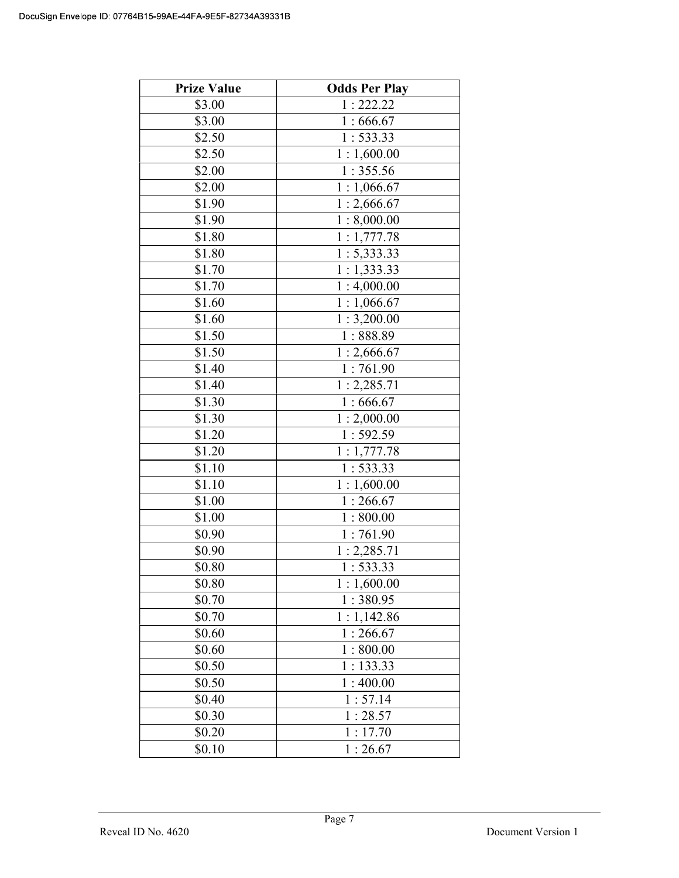| Prize Value | Odds Per Play |
| --- | --- |
| $3.00 | 1 : 222.22 |
| $3.00 | 1 : 666.67 |
| $2.50 | 1 : 533.33 |
| $2.50 | 1 : 1,600.00 |
| $2.00 | 1 : 355.56 |
| $2.00 | 1 : 1,066.67 |
| $1.90 | 1 : 2,666.67 |
| $1.90 | 1 : 8,000.00 |
| $1.80 | 1 : 1,777.78 |
| $1.80 | 1 : 5,333.33 |
| $1.70 | 1 : 1,333.33 |
| $1.70 | 1 : 4,000.00 |
| $1.60 | 1 : 1,066.67 |
| $1.60 | 1 : 3,200.00 |
| $1.50 | 1 : 888.89 |
| $1.50 | 1 : 2,666.67 |
| $1.40 | 1 : 761.90 |
| $1.40 | 1 : 2,285.71 |
| $1.30 | 1 : 666.67 |
| $1.30 | 1 : 2,000.00 |
| $1.20 | 1 : 592.59 |
| $1.20 | 1 : 1,777.78 |
| $1.10 | 1 : 533.33 |
| $1.10 | 1 : 1,600.00 |
| $1.00 | 1 : 266.67 |
| $1.00 | 1 : 800.00 |
| $0.90 | 1 : 761.90 |
| $0.90 | 1 : 2,285.71 |
| $0.80 | 1 : 533.33 |
| $0.80 | 1 : 1,600.00 |
| $0.70 | 1 : 380.95 |
| $0.70 | 1 : 1,142.86 |
| $0.60 | 1 : 266.67 |
| $0.60 | 1 : 800.00 |
| $0.50 | 1 : 133.33 |
| $0.50 | 1 : 400.00 |
| $0.40 | 1 : 57.14 |
| $0.30 | 1 : 28.57 |
| $0.20 | 1 : 17.70 |
| $0.10 | 1 : 26.67 |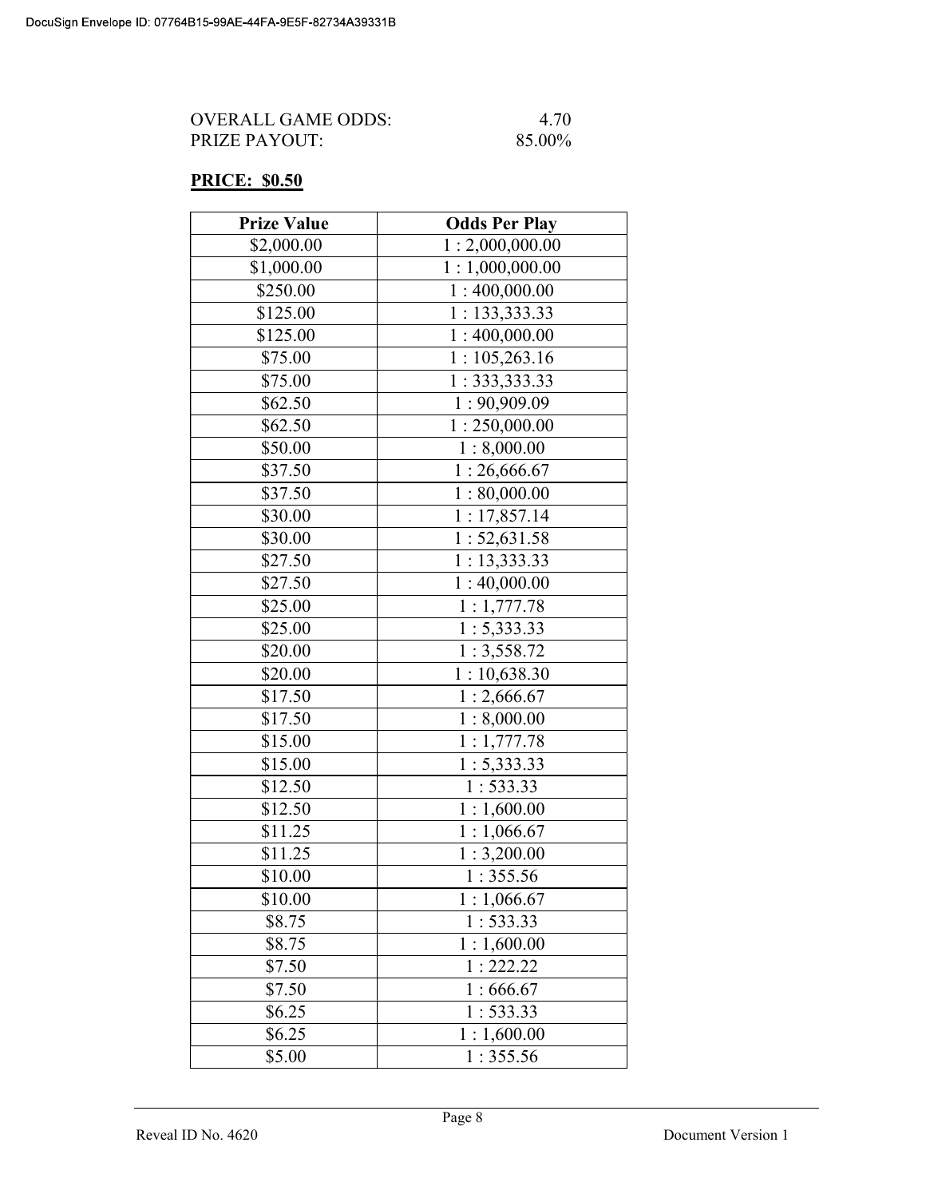OVERALL GAME ODDS: 4.70
PRIZE PAYOUT: 85.00%

**PRICE: $0.50**

| Prize Value | Odds Per Play |
|---|---|
| $2,000.00 | 1 : 2,000,000.00 |
| $1,000.00 | 1 : 1,000,000.00 |
| $250.00 | 1 : 400,000.00 |
| $125.00 | 1 : 133,333.33 |
| $125.00 | 1 : 400,000.00 |
| $75.00 | 1 : 105,263.16 |
| $75.00 | 1 : 333,333.33 |
| $62.50 | 1 : 90,909.09 |
| $62.50 | 1 : 250,000.00 |
| $50.00 | 1 : 8,000.00 |
| $37.50 | 1 : 26,666.67 |
| $37.50 | 1 : 80,000.00 |
| $30.00 | 1 : 17,857.14 |
| $30.00 | 1 : 52,631.58 |
| $27.50 | 1 : 13,333.33 |
| $27.50 | 1 : 40,000.00 |
| $25.00 | 1 : 1,777.78 |
| $25.00 | 1 : 5,333.33 |
| $20.00 | 1 : 3,558.72 |
| $20.00 | 1 : 10,638.30 |
| $17.50 | 1 : 2,666.67 |
| $17.50 | 1 : 8,000.00 |
| $15.00 | 1 : 1,777.78 |
| $15.00 | 1 : 5,333.33 |
| $12.50 | 1 : 533.33 |
| $12.50 | 1 : 1,600.00 |
| $11.25 | 1 : 1,066.67 |
| $11.25 | 1 : 3,200.00 |
| $10.00 | 1 : 355.56 |
| $10.00 | 1 : 1,066.67 |
| $8.75 | 1 : 533.33 |
| $8.75 | 1 : 1,600.00 |
| $7.50 | 1 : 222.22 |
| $7.50 | 1 : 666.67 |
| $6.25 | 1 : 533.33 |
| $6.25 | 1 : 1,600.00 |
| $5.00 | 1 : 355.56 |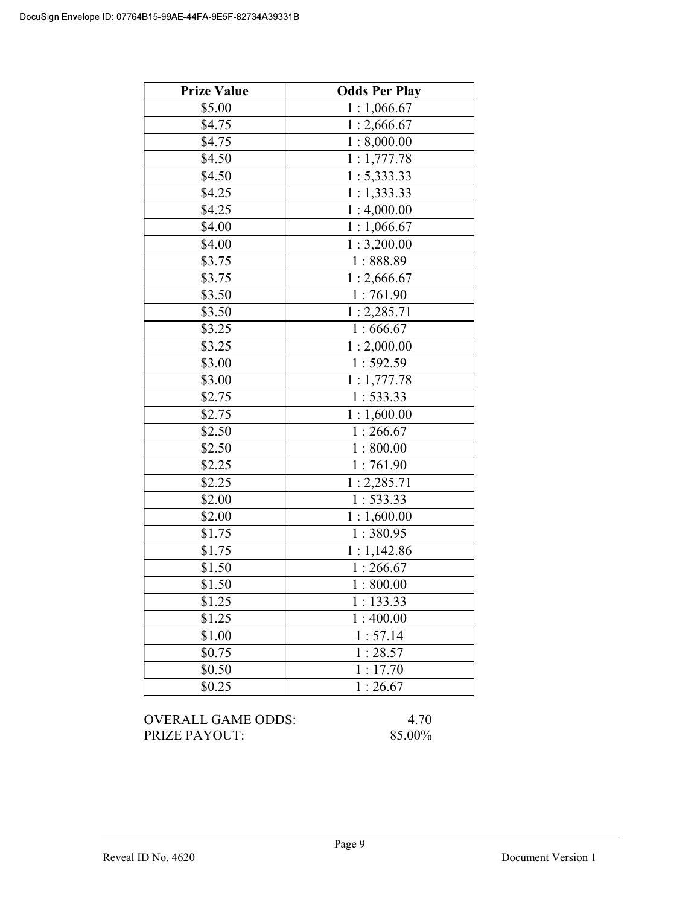| Prize Value | Odds Per Play |
| --- | --- |
| $5.00 | 1 : 1,066.67 |
| $4.75 | 1 : 2,666.67 |
| $4.75 | 1 : 8,000.00 |
| $4.50 | 1 : 1,777.78 |
| $4.50 | 1 : 5,333.33 |
| $4.25 | 1 : 1,333.33 |
| $4.25 | 1 : 4,000.00 |
| $4.00 | 1 : 1,066.67 |
| $4.00 | 1 : 3,200.00 |
| $3.75 | 1 : 888.89 |
| $3.75 | 1 : 2,666.67 |
| $3.50 | 1 : 761.90 |
| $3.50 | 1 : 2,285.71 |
| $3.25 | 1 : 666.67 |
| $3.25 | 1 : 2,000.00 |
| $3.00 | 1 : 592.59 |
| $3.00 | 1 : 1,777.78 |
| $2.75 | 1 : 533.33 |
| $2.75 | 1 : 1,600.00 |
| $2.50 | 1 : 266.67 |
| $2.50 | 1 : 800.00 |
| $2.25 | 1 : 761.90 |
| $2.25 | 1 : 2,285.71 |
| $2.00 | 1 : 533.33 |
| $2.00 | 1 : 1,600.00 |
| $1.75 | 1 : 380.95 |
| $1.75 | 1 : 1,142.86 |
| $1.50 | 1 : 266.67 |
| $1.50 | 1 : 800.00 |
| $1.25 | 1 : 133.33 |
| $1.25 | 1 : 400.00 |
| $1.00 | 1 : 57.14 |
| $0.75 | 1 : 28.57 |
| $0.50 | 1 : 17.70 |
| $0.25 | 1 : 26.67 |

OVERALL GAME ODDS: 4.70

PRIZE PAYOUT: 85.00%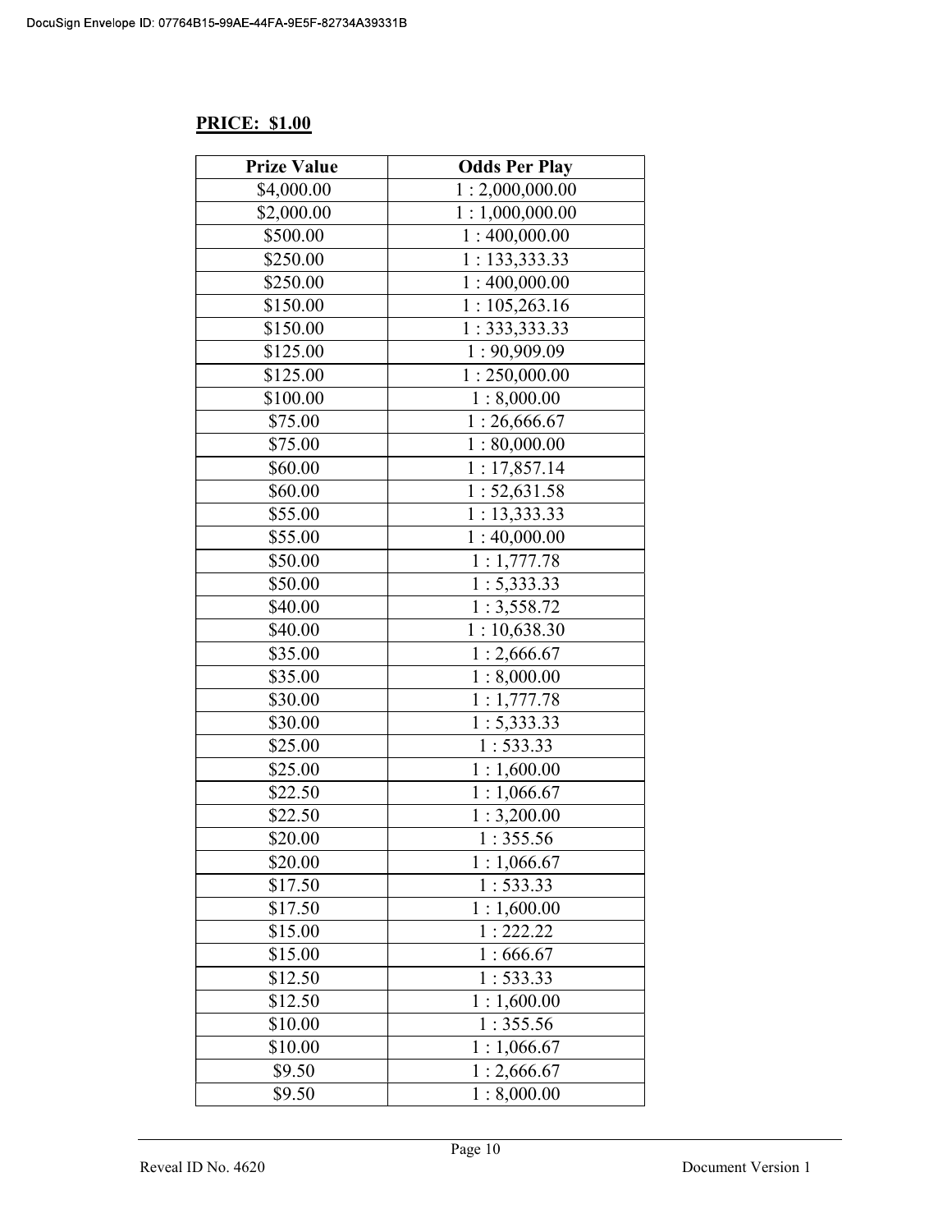**PRICE: $1.00**

| Prize Value | Odds Per Play |
|---|---|
| $4,000.00 | 1 : 2,000,000.00 |
| $2,000.00 | 1 : 1,000,000.00 |
| $500.00 | 1 : 400,000.00 |
| $250.00 | 1 : 133,333.33 |
| $250.00 | 1 : 400,000.00 |
| $150.00 | 1 : 105,263.16 |
| $150.00 | 1 : 333,333.33 |
| $125.00 | 1 : 90,909.09 |
| $125.00 | 1 : 250,000.00 |
| $100.00 | 1 : 8,000.00 |
| $75.00 | 1 : 26,666.67 |
| $75.00 | 1 : 80,000.00 |
| $60.00 | 1 : 17,857.14 |
| $60.00 | 1 : 52,631.58 |
| $55.00 | 1 : 13,333.33 |
| $55.00 | 1 : 40,000.00 |
| $50.00 | 1 : 1,777.78 |
| $50.00 | 1 : 5,333.33 |
| $40.00 | 1 : 3,558.72 |
| $40.00 | 1 : 10,638.30 |
| $35.00 | 1 : 2,666.67 |
| $35.00 | 1 : 8,000.00 |
| $30.00 | 1 : 1,777.78 |
| $30.00 | 1 : 5,333.33 |
| $25.00 | 1 : 533.33 |
| $25.00 | 1 : 1,600.00 |
| $22.50 | 1 : 1,066.67 |
| $22.50 | 1 : 3,200.00 |
| $20.00 | 1 : 355.56 |
| $20.00 | 1 : 1,066.67 |
| $17.50 | 1 : 533.33 |
| $17.50 | 1 : 1,600.00 |
| $15.00 | 1 : 222.22 |
| $15.00 | 1 : 666.67 |
| $12.50 | 1 : 533.33 |
| $12.50 | 1 : 1,600.00 |
| $10.00 | 1 : 355.56 |
| $10.00 | 1 : 1,066.67 |
| $9.50 | 1 : 2,666.67 |
| $9.50 | 1 : 8,000.00 |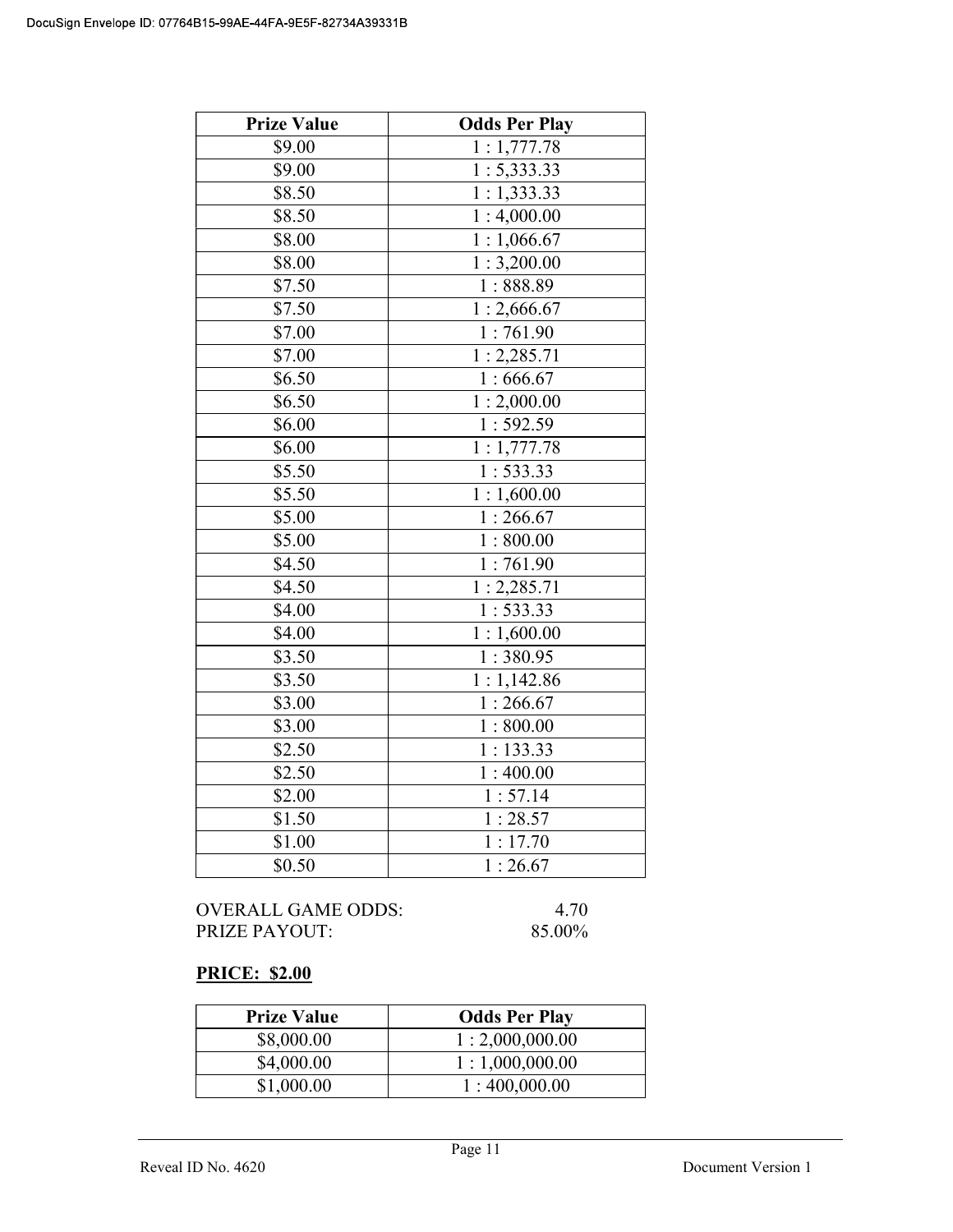| Prize Value | Odds Per Play |
|---|---|
| $9.00 | 1 : 1,777.78 |
| $9.00 | 1 : 5,333.33 |
| $8.50 | 1 : 1,333.33 |
| $8.50 | 1 : 4,000.00 |
| $8.00 | 1 : 1,066.67 |
| $8.00 | 1 : 3,200.00 |
| $7.50 | 1 : 888.89 |
| $7.50 | 1 : 2,666.67 |
| $7.00 | 1 : 761.90 |
| $7.00 | 1 : 2,285.71 |
| $6.50 | 1 : 666.67 |
| $6.50 | 1 : 2,000.00 |
| $6.00 | 1 : 592.59 |
| $6.00 | 1 : 1,777.78 |
| $5.50 | 1 : 533.33 |
| $5.50 | 1 : 1,600.00 |
| $5.00 | 1 : 266.67 |
| $5.00 | 1 : 800.00 |
| $4.50 | 1 : 761.90 |
| $4.50 | 1 : 2,285.71 |
| $4.00 | 1 : 533.33 |
| $4.00 | 1 : 1,600.00 |
| $3.50 | 1 : 380.95 |
| $3.50 | 1 : 1,142.86 |
| $3.00 | 1 : 266.67 |
| $3.00 | 1 : 800.00 |
| $2.50 | 1 : 133.33 |
| $2.50 | 1 : 400.00 |
| $2.00 | 1 : 57.14 |
| $1.50 | 1 : 28.57 |
| $1.00 | 1 : 17.70 |
| $0.50 | 1 : 26.67 |

OVERALL GAME ODDS: 4.70
PRIZE PAYOUT: 85.00%

**PRICE: $2.00**

| Prize Value | Odds Per Play |
|---|---|
| $8,000.00 | 1 : 2,000,000.00 |
| $4,000.00 | 1 : 1,000,000.00 |
| $1,000.00 | 1 : 400,000.00 |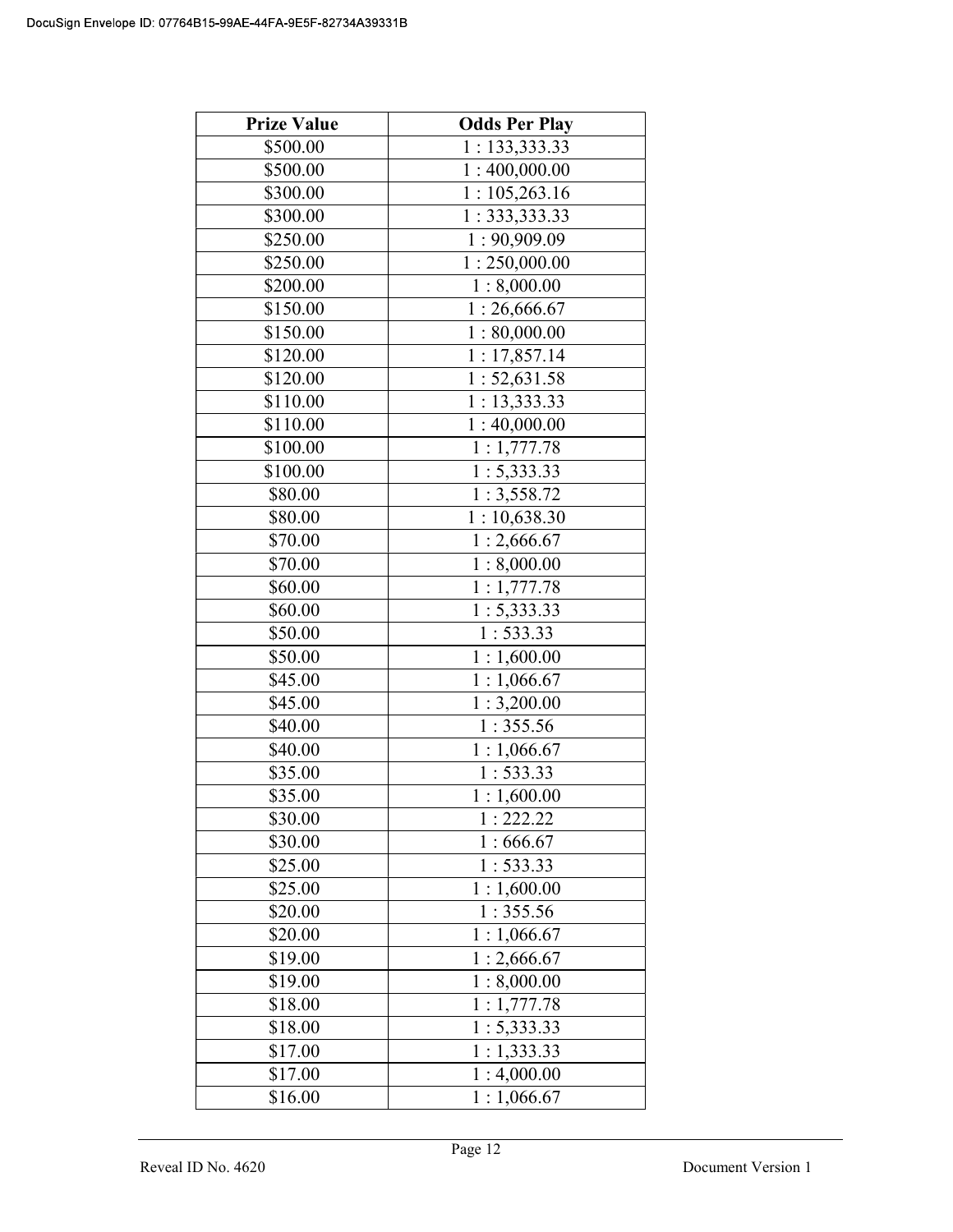| Prize Value | Odds Per Play |
|---|---|
| $500.00 | 1 : 133,333.33 |
| $500.00 | 1 : 400,000.00 |
| $300.00 | 1 : 105,263.16 |
| $300.00 | 1 : 333,333.33 |
| $250.00 | 1 : 90,909.09 |
| $250.00 | 1 : 250,000.00 |
| $200.00 | 1 : 8,000.00 |
| $150.00 | 1 : 26,666.67 |
| $150.00 | 1 : 80,000.00 |
| $120.00 | 1 : 17,857.14 |
| $120.00 | 1 : 52,631.58 |
| $110.00 | 1 : 13,333.33 |
| $110.00 | 1 : 40,000.00 |
| $100.00 | 1 : 1,777.78 |
| $100.00 | 1 : 5,333.33 |
| $80.00 | 1 : 3,558.72 |
| $80.00 | 1 : 10,638.30 |
| $70.00 | 1 : 2,666.67 |
| $70.00 | 1 : 8,000.00 |
| $60.00 | 1 : 1,777.78 |
| $60.00 | 1 : 5,333.33 |
| $50.00 | 1 : 533.33 |
| $50.00 | 1 : 1,600.00 |
| $45.00 | 1 : 1,066.67 |
| $45.00 | 1 : 3,200.00 |
| $40.00 | 1 : 355.56 |
| $40.00 | 1 : 1,066.67 |
| $35.00 | 1 : 533.33 |
| $35.00 | 1 : 1,600.00 |
| $30.00 | 1 : 222.22 |
| $30.00 | 1 : 666.67 |
| $25.00 | 1 : 533.33 |
| $25.00 | 1 : 1,600.00 |
| $20.00 | 1 : 355.56 |
| $20.00 | 1 : 1,066.67 |
| $19.00 | 1 : 2,666.67 |
| $19.00 | 1 : 8,000.00 |
| $18.00 | 1 : 1,777.78 |
| $18.00 | 1 : 5,333.33 |
| $17.00 | 1 : 1,333.33 |
| $17.00 | 1 : 4,000.00 |
| $16.00 | 1 : 1,066.67 |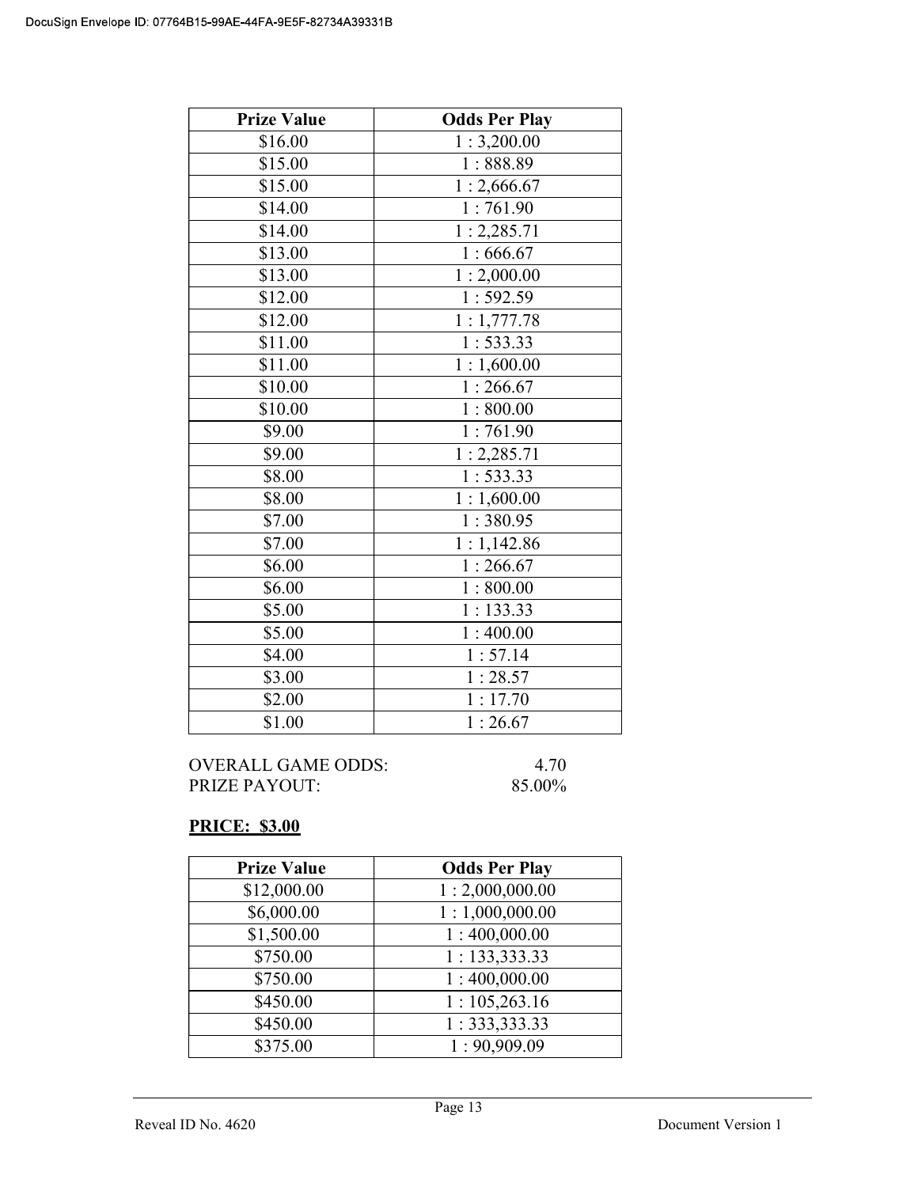| Prize Value | Odds Per Play |
|---|---|
| $16.00 | 1 : 3,200.00 |
| $15.00 | 1 : 888.89 |
| $15.00 | 1 : 2,666.67 |
| $14.00 | 1 : 761.90 |
| $14.00 | 1 : 2,285.71 |
| $13.00 | 1 : 666.67 |
| $13.00 | 1 : 2,000.00 |
| $12.00 | 1 : 592.59 |
| $12.00 | 1 : 1,777.78 |
| $11.00 | 1 : 533.33 |
| $11.00 | 1 : 1,600.00 |
| $10.00 | 1 : 266.67 |
| $10.00 | 1 : 800.00 |
| $9.00 | 1 : 761.90 |
| $9.00 | 1 : 2,285.71 |
| $8.00 | 1 : 533.33 |
| $8.00 | 1 : 1,600.00 |
| $7.00 | 1 : 380.95 |
| $7.00 | 1 : 1,142.86 |
| $6.00 | 1 : 266.67 |
| $6.00 | 1 : 800.00 |
| $5.00 | 1 : 133.33 |
| $5.00 | 1 : 400.00 |
| $4.00 | 1 : 57.14 |
| $3.00 | 1 : 28.57 |
| $2.00 | 1 : 17.70 |
| $1.00 | 1 : 26.67 |

OVERALL GAME ODDS: 4.70
PRIZE PAYOUT: 85.00%

**PRICE: $3.00**

| Prize Value | Odds Per Play |
|---|---|
| $12,000.00 | 1 : 2,000,000.00 |
| $6,000.00 | 1 : 1,000,000.00 |
| $1,500.00 | 1 : 400,000.00 |
| $750.00 | 1 : 133,333.33 |
| $750.00 | 1 : 400,000.00 |
| $450.00 | 1 : 105,263.16 |
| $450.00 | 1 : 333,333.33 |
| $375.00 | 1 : 90,909.09 |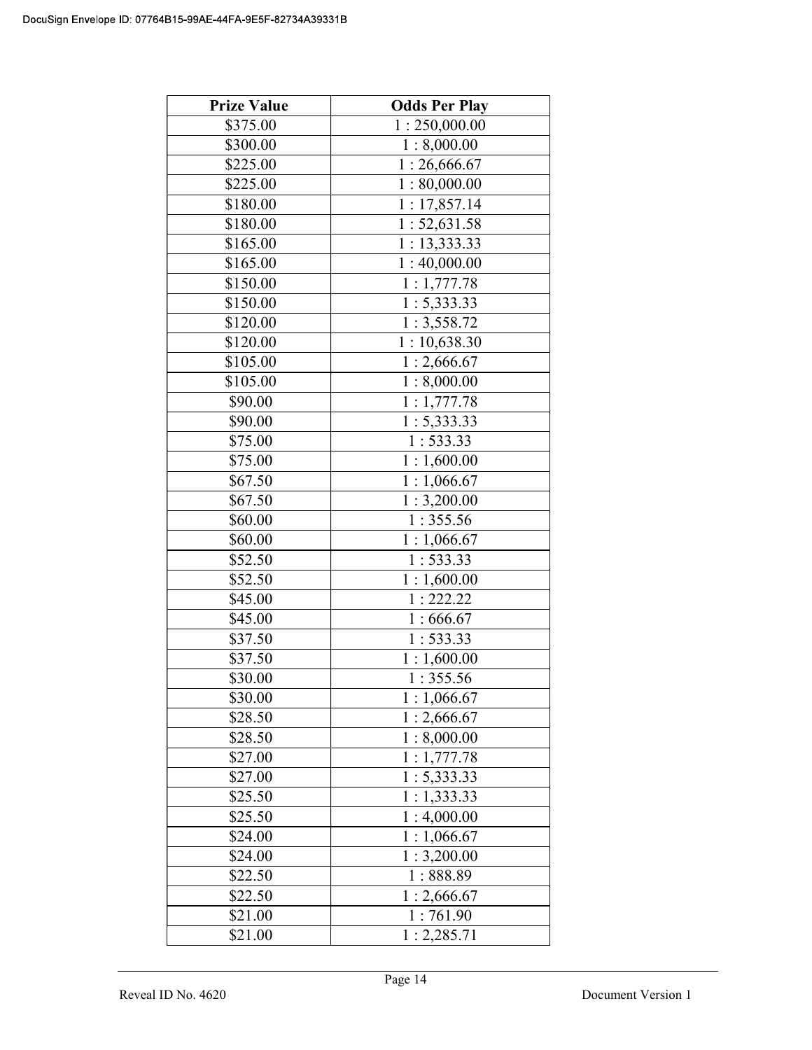| Prize Value | Odds Per Play |
| --- | --- |
| $375.00 | 1 : 250,000.00 |
| $300.00 | 1 : 8,000.00 |
| $225.00 | 1 : 26,666.67 |
| $225.00 | 1 : 80,000.00 |
| $180.00 | 1 : 17,857.14 |
| $180.00 | 1 : 52,631.58 |
| $165.00 | 1 : 13,333.33 |
| $165.00 | 1 : 40,000.00 |
| $150.00 | 1 : 1,777.78 |
| $150.00 | 1 : 5,333.33 |
| $120.00 | 1 : 3,558.72 |
| $120.00 | 1 : 10,638.30 |
| $105.00 | 1 : 2,666.67 |
| $105.00 | 1 : 8,000.00 |
| $90.00 | 1 : 1,777.78 |
| $90.00 | 1 : 5,333.33 |
| $75.00 | 1 : 533.33 |
| $75.00 | 1 : 1,600.00 |
| $67.50 | 1 : 1,066.67 |
| $67.50 | 1 : 3,200.00 |
| $60.00 | 1 : 355.56 |
| $60.00 | 1 : 1,066.67 |
| $52.50 | 1 : 533.33 |
| $52.50 | 1 : 1,600.00 |
| $45.00 | 1 : 222.22 |
| $45.00 | 1 : 666.67 |
| $37.50 | 1 : 533.33 |
| $37.50 | 1 : 1,600.00 |
| $30.00 | 1 : 355.56 |
| $30.00 | 1 : 1,066.67 |
| $28.50 | 1 : 2,666.67 |
| $28.50 | 1 : 8,000.00 |
| $27.00 | 1 : 1,777.78 |
| $27.00 | 1 : 5,333.33 |
| $25.50 | 1 : 1,333.33 |
| $25.50 | 1 : 4,000.00 |
| $24.00 | 1 : 1,066.67 |
| $24.00 | 1 : 3,200.00 |
| $22.50 | 1 : 888.89 |
| $22.50 | 1 : 2,666.67 |
| $21.00 | 1 : 761.90 |
| $21.00 | 1 : 2,285.71 |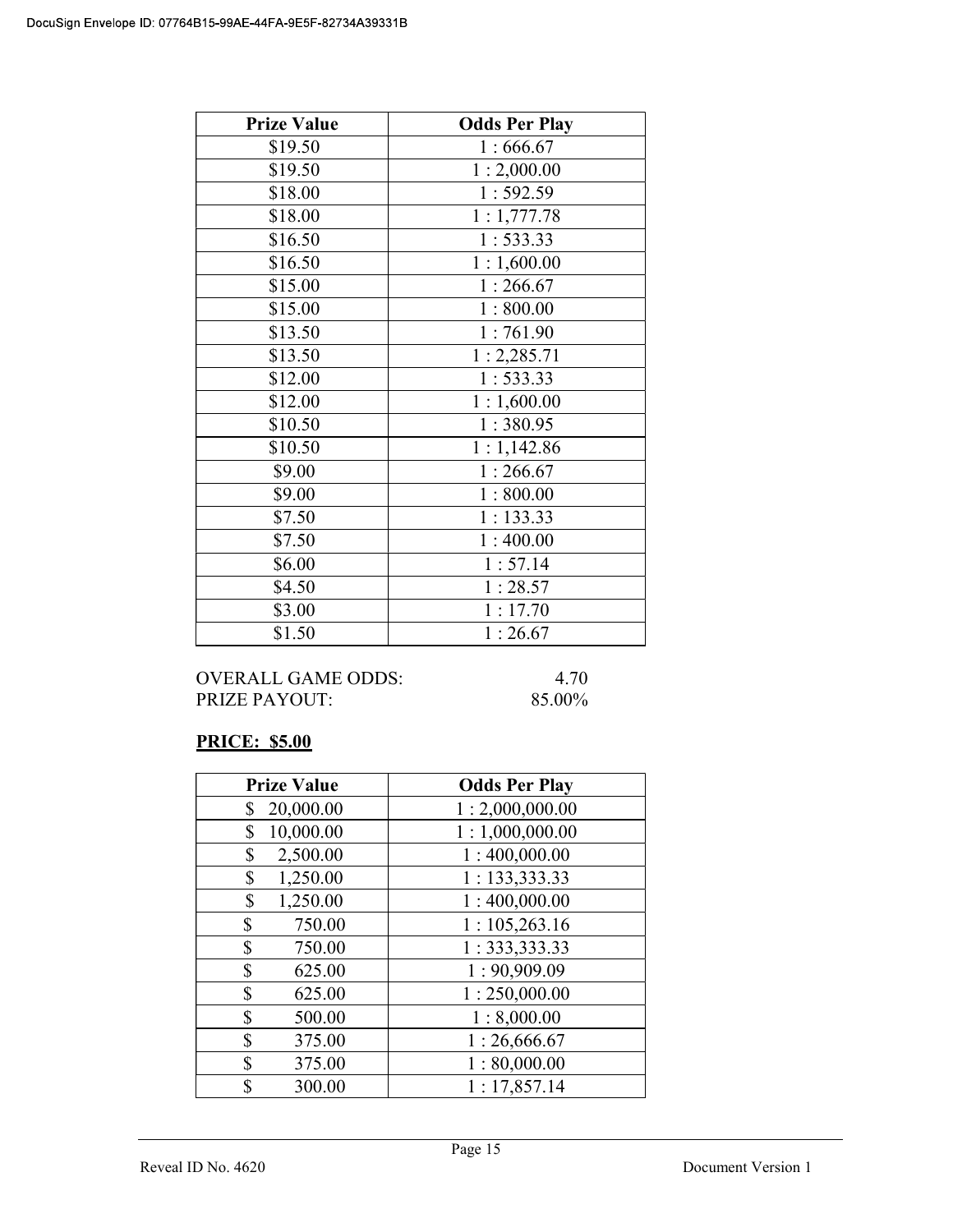| Prize Value | Odds Per Play |
|---|---|
| $19.50 | 1 : 666.67 |
| $19.50 | 1 : 2,000.00 |
| $18.00 | 1 : 592.59 |
| $18.00 | 1 : 1,777.78 |
| $16.50 | 1 : 533.33 |
| $16.50 | 1 : 1,600.00 |
| $15.00 | 1 : 266.67 |
| $15.00 | 1 : 800.00 |
| $13.50 | 1 : 761.90 |
| $13.50 | 1 : 2,285.71 |
| $12.00 | 1 : 533.33 |
| $12.00 | 1 : 1,600.00 |
| $10.50 | 1 : 380.95 |
| $10.50 | 1 : 1,142.86 |
| $9.00 | 1 : 266.67 |
| $9.00 | 1 : 800.00 |
| $7.50 | 1 : 133.33 |
| $7.50 | 1 : 400.00 |
| $6.00 | 1 : 57.14 |
| $4.50 | 1 : 28.57 |
| $3.00 | 1 : 17.70 |
| $1.50 | 1 : 26.67 |

OVERALL GAME ODDS: 4.70
PRIZE PAYOUT: 85.00%

**PRICE: $5.00**

| Prize Value | Odds Per Play |
|---|---|
| $ 20,000.00 | 1 : 2,000,000.00 |
| $ 10,000.00 | 1 : 1,000,000.00 |
| $ 2,500.00 | 1 : 400,000.00 |
| $ 1,250.00 | 1 : 133,333.33 |
| $ 1,250.00 | 1 : 400,000.00 |
| $ 750.00 | 1 : 105,263.16 |
| $ 750.00 | 1 : 333,333.33 |
| $ 625.00 | 1 : 90,909.09 |
| $ 625.00 | 1 : 250,000.00 |
| $ 500.00 | 1 : 8,000.00 |
| $ 375.00 | 1 : 26,666.67 |
| $ 375.00 | 1 : 80,000.00 |
| $ 300.00 | 1 : 17,857.14 |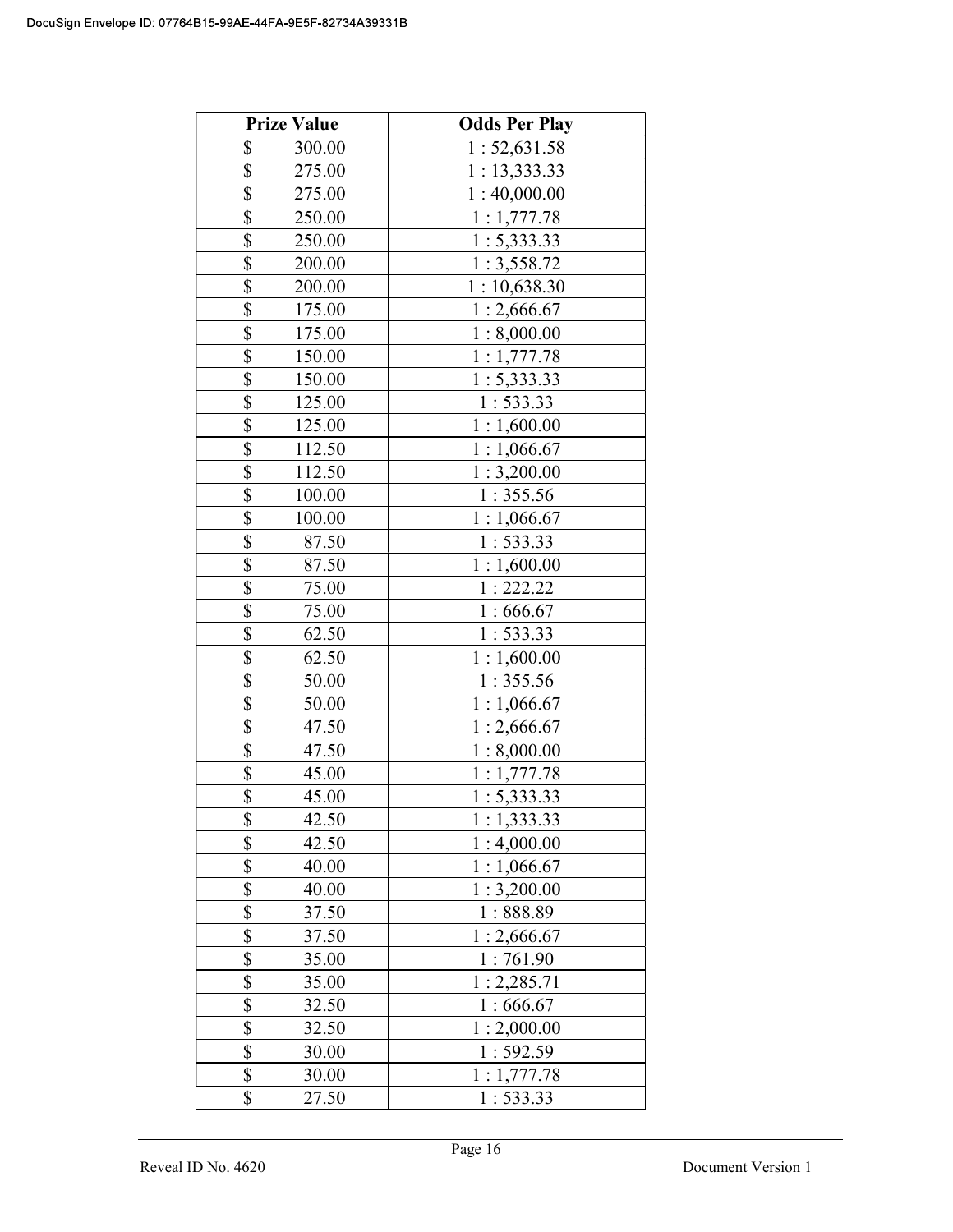| Prize Value | Odds Per Play |
|---|---|
| $ 300.00 | 1 : 52,631.58 |
| $ 275.00 | 1 : 13,333.33 |
| $ 275.00 | 1 : 40,000.00 |
| $ 250.00 | 1 : 1,777.78 |
| $ 250.00 | 1 : 5,333.33 |
| $ 200.00 | 1 : 3,558.72 |
| $ 200.00 | 1 : 10,638.30 |
| $ 175.00 | 1 : 2,666.67 |
| $ 175.00 | 1 : 8,000.00 |
| $ 150.00 | 1 : 1,777.78 |
| $ 150.00 | 1 : 5,333.33 |
| $ 125.00 | 1 : 533.33 |
| $ 125.00 | 1 : 1,600.00 |
| $ 112.50 | 1 : 1,066.67 |
| $ 112.50 | 1 : 3,200.00 |
| $ 100.00 | 1 : 355.56 |
| $ 100.00 | 1 : 1,066.67 |
| $ 87.50 | 1 : 533.33 |
| $ 87.50 | 1 : 1,600.00 |
| $ 75.00 | 1 : 222.22 |
| $ 75.00 | 1 : 666.67 |
| $ 62.50 | 1 : 533.33 |
| $ 62.50 | 1 : 1,600.00 |
| $ 50.00 | 1 : 355.56 |
| $ 50.00 | 1 : 1,066.67 |
| $ 47.50 | 1 : 2,666.67 |
| $ 47.50 | 1 : 8,000.00 |
| $ 45.00 | 1 : 1,777.78 |
| $ 45.00 | 1 : 5,333.33 |
| $ 42.50 | 1 : 1,333.33 |
| $ 42.50 | 1 : 4,000.00 |
| $ 40.00 | 1 : 1,066.67 |
| $ 40.00 | 1 : 3,200.00 |
| $ 37.50 | 1 : 888.89 |
| $ 37.50 | 1 : 2,666.67 |
| $ 35.00 | 1 : 761.90 |
| $ 35.00 | 1 : 2,285.71 |
| $ 32.50 | 1 : 666.67 |
| $ 32.50 | 1 : 2,000.00 |
| $ 30.00 | 1 : 592.59 |
| $ 30.00 | 1 : 1,777.78 |
| $ 27.50 | 1 : 533.33 |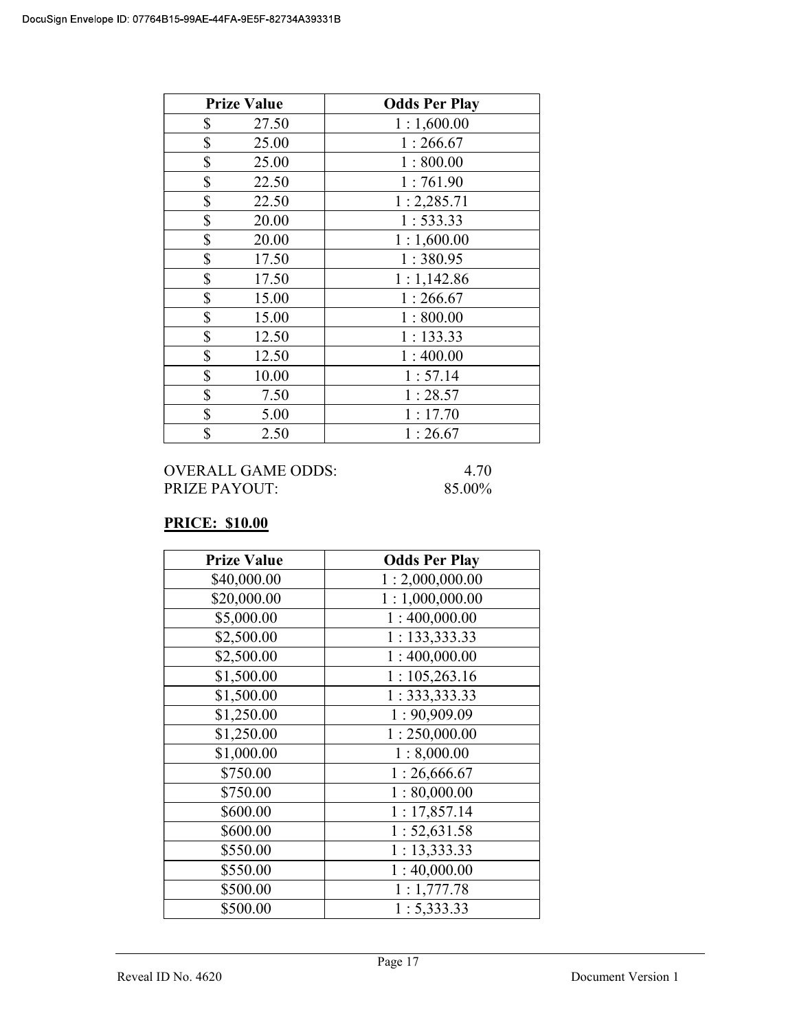| Prize Value | Odds Per Play |
|---|---|
| $ 27.50 | 1 : 1,600.00 |
| $ 25.00 | 1 : 266.67 |
| $ 25.00 | 1 : 800.00 |
| $ 22.50 | 1 : 761.90 |
| $ 22.50 | 1 : 2,285.71 |
| $ 20.00 | 1 : 533.33 |
| $ 20.00 | 1 : 1,600.00 |
| $ 17.50 | 1 : 380.95 |
| $ 17.50 | 1 : 1,142.86 |
| $ 15.00 | 1 : 266.67 |
| $ 15.00 | 1 : 800.00 |
| $ 12.50 | 1 : 133.33 |
| $ 12.50 | 1 : 400.00 |
| $ 10.00 | 1 : 57.14 |
| $ 7.50 | 1 : 28.57 |
| $ 5.00 | 1 : 17.70 |
| $ 2.50 | 1 : 26.67 |

OVERALL GAME ODDS: 4.70
PRIZE PAYOUT: 85.00%

**PRICE: $10.00**

| Prize Value | Odds Per Play |
|---|---|
| $40,000.00 | 1 : 2,000,000.00 |
| $20,000.00 | 1 : 1,000,000.00 |
| $5,000.00 | 1 : 400,000.00 |
| $2,500.00 | 1 : 133,333.33 |
| $2,500.00 | 1 : 400,000.00 |
| $1,500.00 | 1 : 105,263.16 |
| $1,500.00 | 1 : 333,333.33 |
| $1,250.00 | 1 : 90,909.09 |
| $1,250.00 | 1 : 250,000.00 |
| $1,000.00 | 1 : 8,000.00 |
| $750.00 | 1 : 26,666.67 |
| $750.00 | 1 : 80,000.00 |
| $600.00 | 1 : 17,857.14 |
| $600.00 | 1 : 52,631.58 |
| $550.00 | 1 : 13,333.33 |
| $550.00 | 1 : 40,000.00 |
| $500.00 | 1 : 1,777.78 |
| $500.00 | 1 : 5,333.33 |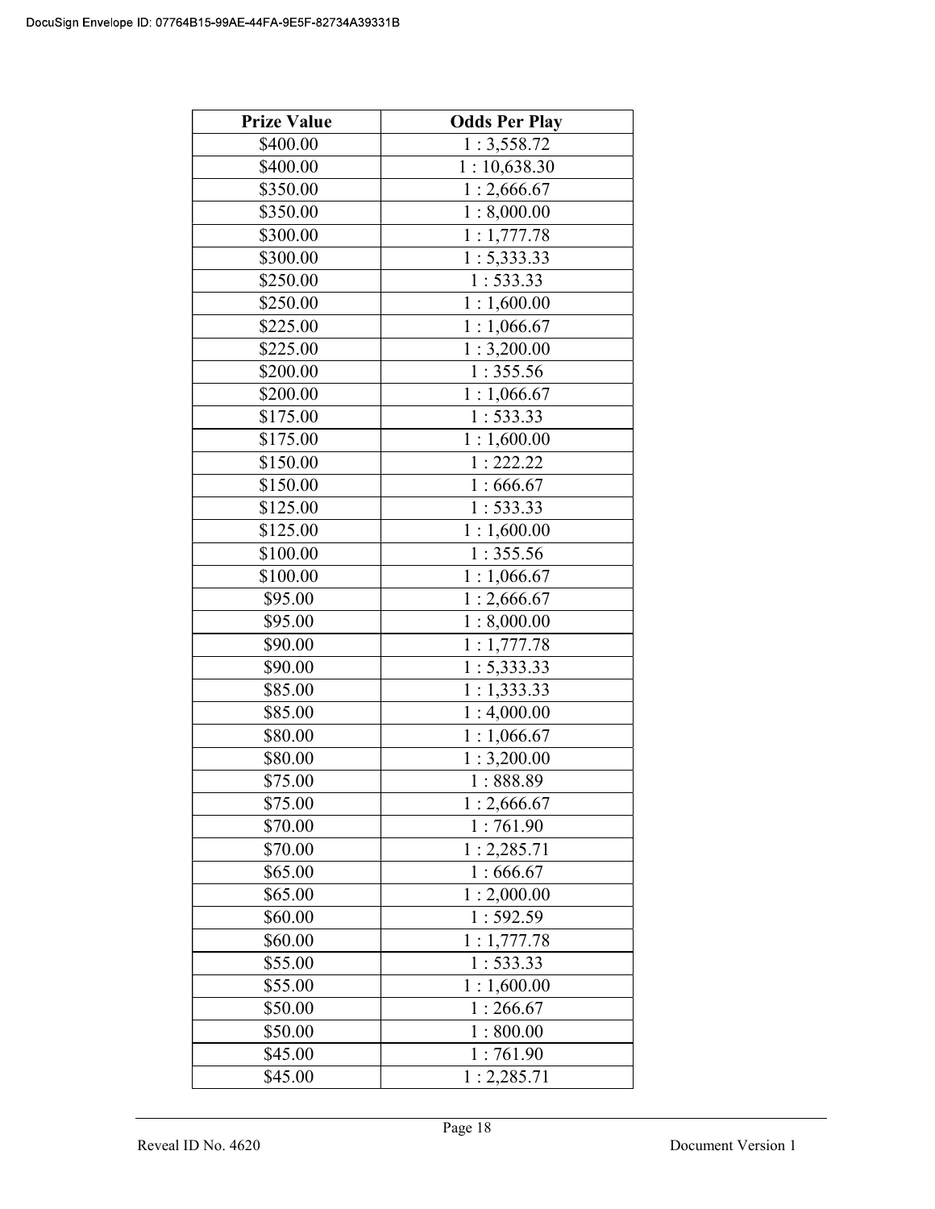| Prize Value | Odds Per Play |
|---|---|
| $400.00 | 1 : 3,558.72 |
| $400.00 | 1 : 10,638.30 |
| $350.00 | 1 : 2,666.67 |
| $350.00 | 1 : 8,000.00 |
| $300.00 | 1 : 1,777.78 |
| $300.00 | 1 : 5,333.33 |
| $250.00 | 1 : 533.33 |
| $250.00 | 1 : 1,600.00 |
| $225.00 | 1 : 1,066.67 |
| $225.00 | 1 : 3,200.00 |
| $200.00 | 1 : 355.56 |
| $200.00 | 1 : 1,066.67 |
| $175.00 | 1 : 533.33 |
| $175.00 | 1 : 1,600.00 |
| $150.00 | 1 : 222.22 |
| $150.00 | 1 : 666.67 |
| $125.00 | 1 : 533.33 |
| $125.00 | 1 : 1,600.00 |
| $100.00 | 1 : 355.56 |
| $100.00 | 1 : 1,066.67 |
| $95.00 | 1 : 2,666.67 |
| $95.00 | 1 : 8,000.00 |
| $90.00 | 1 : 1,777.78 |
| $90.00 | 1 : 5,333.33 |
| $85.00 | 1 : 1,333.33 |
| $85.00 | 1 : 4,000.00 |
| $80.00 | 1 : 1,066.67 |
| $80.00 | 1 : 3,200.00 |
| $75.00 | 1 : 888.89 |
| $75.00 | 1 : 2,666.67 |
| $70.00 | 1 : 761.90 |
| $70.00 | 1 : 2,285.71 |
| $65.00 | 1 : 666.67 |
| $65.00 | 1 : 2,000.00 |
| $60.00 | 1 : 592.59 |
| $60.00 | 1 : 1,777.78 |
| $55.00 | 1 : 533.33 |
| $55.00 | 1 : 1,600.00 |
| $50.00 | 1 : 266.67 |
| $50.00 | 1 : 800.00 |
| $45.00 | 1 : 761.90 |
| $45.00 | 1 : 2,285.71 |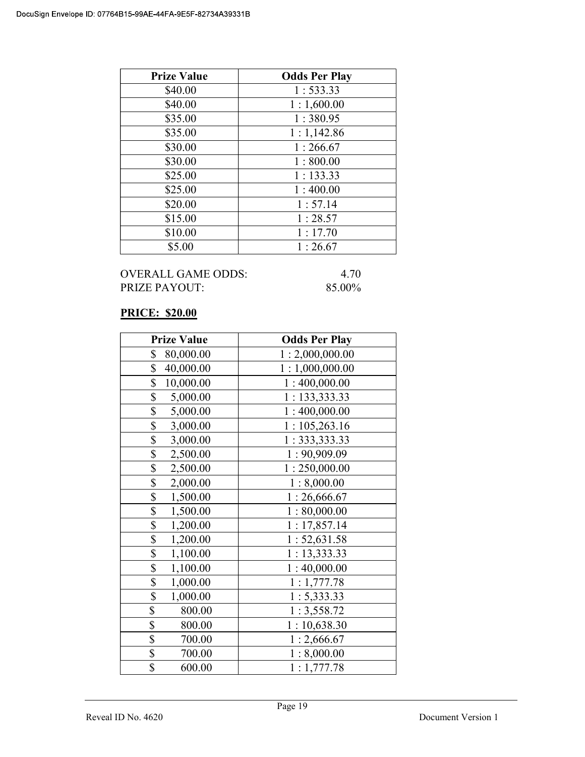| Prize Value | Odds Per Play |
|---|---|
| $40.00 | 1 : 533.33 |
| $40.00 | 1 : 1,600.00 |
| $35.00 | 1 : 380.95 |
| $35.00 | 1 : 1,142.86 |
| $30.00 | 1 : 266.67 |
| $30.00 | 1 : 800.00 |
| $25.00 | 1 : 133.33 |
| $25.00 | 1 : 400.00 |
| $20.00 | 1 : 57.14 |
| $15.00 | 1 : 28.57 |
| $10.00 | 1 : 17.70 |
| $5.00 | 1 : 26.67 |

OVERALL GAME ODDS: 4.70
PRIZE PAYOUT: 85.00%

**PRICE: $20.00**

| Prize Value | Odds Per Play |
|---|---|
| $ 80,000.00 | 1 : 2,000,000.00 |
| $ 40,000.00 | 1 : 1,000,000.00 |
| $ 10,000.00 | 1 : 400,000.00 |
| $ 5,000.00 | 1 : 133,333.33 |
| $ 5,000.00 | 1 : 400,000.00 |
| $ 3,000.00 | 1 : 105,263.16 |
| $ 3,000.00 | 1 : 333,333.33 |
| $ 2,500.00 | 1 : 90,909.09 |
| $ 2,500.00 | 1 : 250,000.00 |
| $ 2,000.00 | 1 : 8,000.00 |
| $ 1,500.00 | 1 : 26,666.67 |
| $ 1,500.00 | 1 : 80,000.00 |
| $ 1,200.00 | 1 : 17,857.14 |
| $ 1,200.00 | 1 : 52,631.58 |
| $ 1,100.00 | 1 : 13,333.33 |
| $ 1,100.00 | 1 : 40,000.00 |
| $ 1,000.00 | 1 : 1,777.78 |
| $ 1,000.00 | 1 : 5,333.33 |
| $ 800.00 | 1 : 3,558.72 |
| $ 800.00 | 1 : 10,638.30 |
| $ 700.00 | 1 : 2,666.67 |
| $ 700.00 | 1 : 8,000.00 |
| $ 600.00 | 1 : 1,777.78 |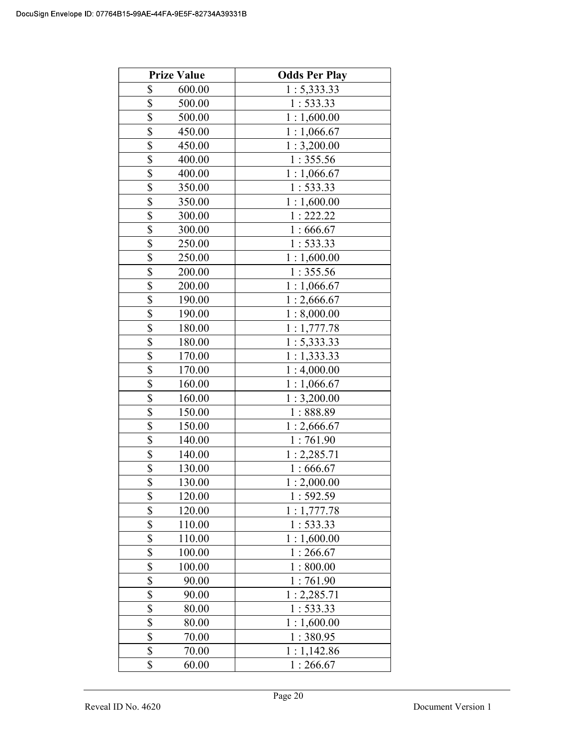| Prize Value | Odds Per Play |
|---|---|
| $ 600.00 | 1 : 5,333.33 |
| $ 500.00 | 1 : 533.33 |
| $ 500.00 | 1 : 1,600.00 |
| $ 450.00 | 1 : 1,066.67 |
| $ 450.00 | 1 : 3,200.00 |
| $ 400.00 | 1 : 355.56 |
| $ 400.00 | 1 : 1,066.67 |
| $ 350.00 | 1 : 533.33 |
| $ 350.00 | 1 : 1,600.00 |
| $ 300.00 | 1 : 222.22 |
| $ 300.00 | 1 : 666.67 |
| $ 250.00 | 1 : 533.33 |
| $ 250.00 | 1 : 1,600.00 |
| $ 200.00 | 1 : 355.56 |
| $ 200.00 | 1 : 1,066.67 |
| $ 190.00 | 1 : 2,666.67 |
| $ 190.00 | 1 : 8,000.00 |
| $ 180.00 | 1 : 1,777.78 |
| $ 180.00 | 1 : 5,333.33 |
| $ 170.00 | 1 : 1,333.33 |
| $ 170.00 | 1 : 4,000.00 |
| $ 160.00 | 1 : 1,066.67 |
| $ 160.00 | 1 : 3,200.00 |
| $ 150.00 | 1 : 888.89 |
| $ 150.00 | 1 : 2,666.67 |
| $ 140.00 | 1 : 761.90 |
| $ 140.00 | 1 : 2,285.71 |
| $ 130.00 | 1 : 666.67 |
| $ 130.00 | 1 : 2,000.00 |
| $ 120.00 | 1 : 592.59 |
| $ 120.00 | 1 : 1,777.78 |
| $ 110.00 | 1 : 533.33 |
| $ 110.00 | 1 : 1,600.00 |
| $ 100.00 | 1 : 266.67 |
| $ 100.00 | 1 : 800.00 |
| $ 90.00 | 1 : 761.90 |
| $ 90.00 | 1 : 2,285.71 |
| $ 80.00 | 1 : 533.33 |
| $ 80.00 | 1 : 1,600.00 |
| $ 70.00 | 1 : 380.95 |
| $ 70.00 | 1 : 1,142.86 |
| $ 60.00 | 1 : 266.67 |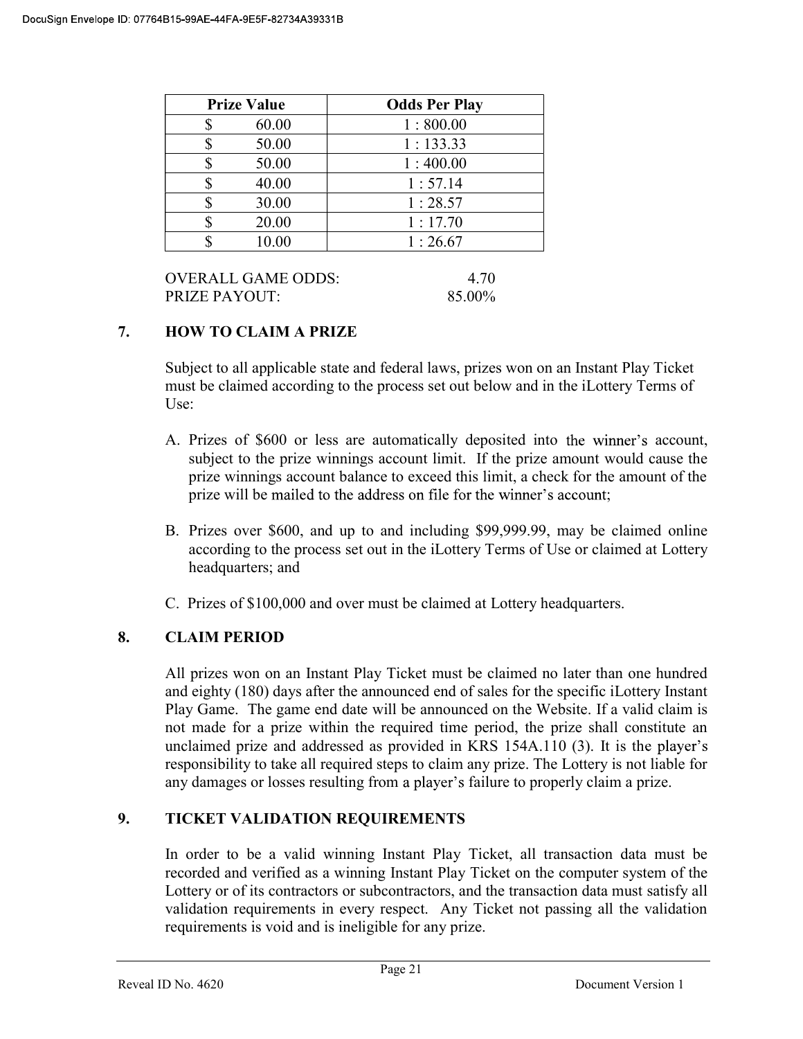| Prize Value | Odds Per Play |
| --- | --- |
| $ 60.00 | 1 : 800.00 |
| $ 50.00 | 1 : 133.33 |
| $ 50.00 | 1 : 400.00 |
| $ 40.00 | 1 : 57.14 |
| $ 30.00 | 1 : 28.57 |
| $ 20.00 | 1 : 17.70 |
| $ 10.00 | 1 : 26.67 |

OVERALL GAME ODDS: 4.70
PRIZE PAYOUT: 85.00%

## 7. HOW TO CLAIM A PRIZE

Subject to all applicable state and federal laws, prizes won on an Instant Play Ticket must be claimed according to the process set out below and in the iLottery Terms of Use:

A. Prizes of $600 or less are automatically deposited into the winner's account, subject to the prize winnings account limit. If the prize amount would cause the prize winnings account balance to exceed this limit, a check for the amount of the prize will be mailed to the address on file for the winner's account;

B. Prizes over $600, and up to and including $99,999.99, may be claimed online according to the process set out in the iLottery Terms of Use or claimed at Lottery headquarters; and

C. Prizes of $100,000 and over must be claimed at Lottery headquarters.

## 8. CLAIM PERIOD

All prizes won on an Instant Play Ticket must be claimed no later than one hundred and eighty (180) days after the announced end of sales for the specific iLottery Instant Play Game. The game end date will be announced on the Website. If a valid claim is not made for a prize within the required time period, the prize shall constitute an unclaimed prize and addressed as provided in KRS 154A.110 (3). It is the player's responsibility to take all required steps to claim any prize. The Lottery is not liable for any damages or losses resulting from a player's failure to properly claim a prize.

## 9. TICKET VALIDATION REQUIREMENTS

In order to be a valid winning Instant Play Ticket, all transaction data must be recorded and verified as a winning Instant Play Ticket on the computer system of the Lottery or of its contractors or subcontractors, and the transaction data must satisfy all validation requirements in every respect. Any Ticket not passing all the validation requirements is void and is ineligible for any prize.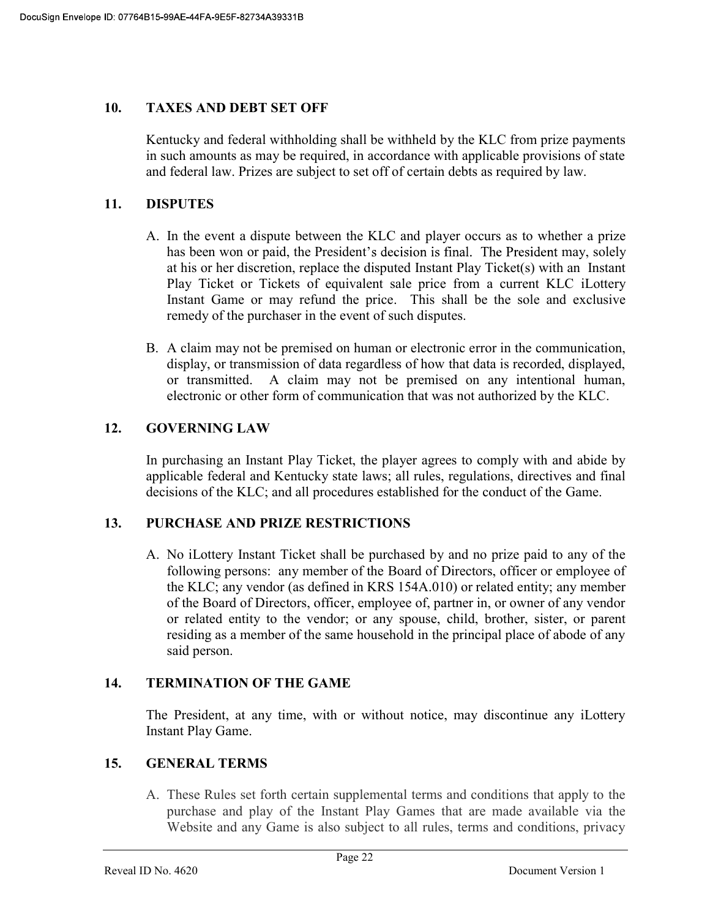## 10. TAXES AND DEBT SET OFF

Kentucky and federal withholding shall be withheld by the KLC from prize payments in such amounts as may be required, in accordance with applicable provisions of state and federal law. Prizes are subject to set off of certain debts as required by law.

## 11. DISPUTES

A. In the event a dispute between the KLC and player occurs as to whether a prize has been won or paid, the President's decision is final. The President may, solely at his or her discretion, replace the disputed Instant Play Ticket(s) with an Instant Play Ticket or Tickets of equivalent sale price from a current KLC iLottery Instant Game or may refund the price. This shall be the sole and exclusive remedy of the purchaser in the event of such disputes.

B. A claim may not be premised on human or electronic error in the communication, display, or transmission of data regardless of how that data is recorded, displayed, or transmitted. A claim may not be premised on any intentional human, electronic or other form of communication that was not authorized by the KLC.

## 12. GOVERNING LAW

In purchasing an Instant Play Ticket, the player agrees to comply with and abide by applicable federal and Kentucky state laws; all rules, regulations, directives and final decisions of the KLC; and all procedures established for the conduct of the Game.

## 13. PURCHASE AND PRIZE RESTRICTIONS

A. No iLottery Instant Ticket shall be purchased by and no prize paid to any of the following persons: any member of the Board of Directors, officer or employee of the KLC; any vendor (as defined in KRS 154A.010) or related entity; any member of the Board of Directors, officer, employee of, partner in, or owner of any vendor or related entity to the vendor; or any spouse, child, brother, sister, or parent residing as a member of the same household in the principal place of abode of any said person.

## 14. TERMINATION OF THE GAME

The President, at any time, with or without notice, may discontinue any iLottery Instant Play Game.

## 15. GENERAL TERMS

A. These Rules set forth certain supplemental terms and conditions that apply to the purchase and play of the Instant Play Games that are made available via the Website and any Game is also subject to all rules, terms and conditions, privacy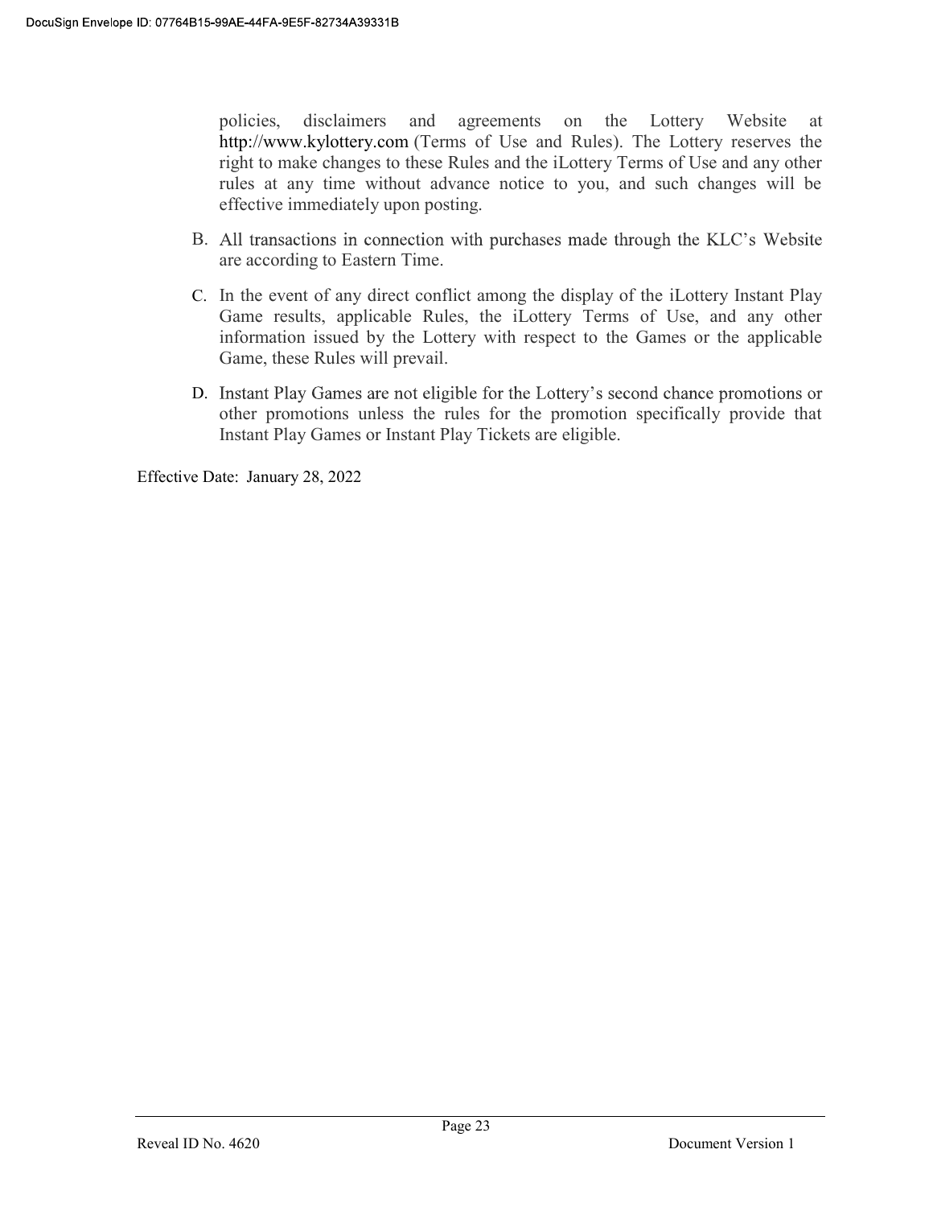policies, disclaimers and agreements on the Lottery Website at http://www.kylottery.com (Terms of Use and Rules). The Lottery reserves the right to make changes to these Rules and the iLottery Terms of Use and any other rules at any time without advance notice to you, and such changes will be effective immediately upon posting.

B. All transactions in connection with purchases made through the KLC's Website are according to Eastern Time.

C. In the event of any direct conflict among the display of the iLottery Instant Play Game results, applicable Rules, the iLottery Terms of Use, and any other information issued by the Lottery with respect to the Games or the applicable Game, these Rules will prevail.

D. Instant Play Games are not eligible for the Lottery's second chance promotions or other promotions unless the rules for the promotion specifically provide that Instant Play Games or Instant Play Tickets are eligible.

Effective Date: January 28, 2022